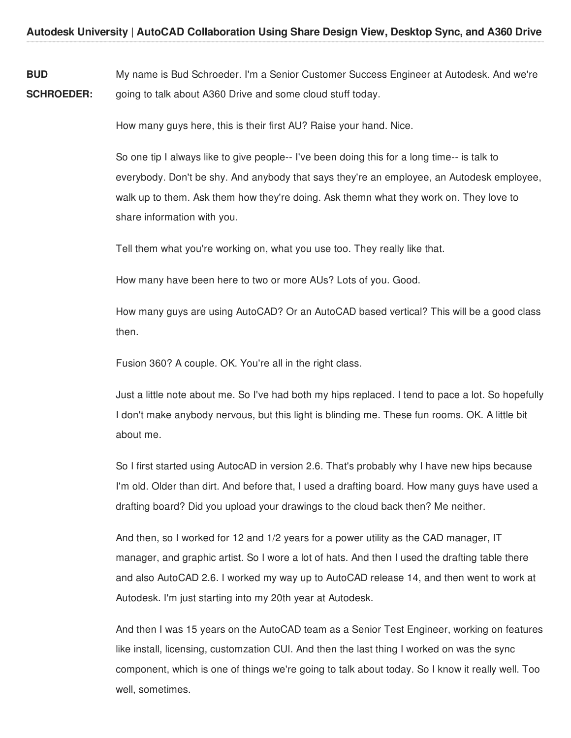**BUD SCHROEDER:** My name is Bud Schroeder. I'm a Senior Customer Success Engineer at Autodesk. And we're going to talk about A360 Drive and some cloud stuff today.

How many guys here, this is their first AU? Raise your hand. Nice.

So one tip I always like to give people-- I've been doing this for a long time-- is talk to everybody. Don't be shy. And anybody that says they're an employee, an Autodesk employee, walk up to them. Ask them how they're doing. Ask themn what they work on. They love to share information with you.

Tell them what you're working on, what you use too. They really like that.

How many have been here to two or more AUs? Lots of you. Good.

How many guys are using AutoCAD? Or an AutoCAD based vertical? This will be a good class then.

Fusion 360? A couple. OK. You're all in the right class.

Just a little note about me. So I've had both my hips replaced. I tend to pace a lot. So hopefully I don't make anybody nervous, but this light is blinding me. These fun rooms. OK. A little bit about me.

So I first started using AutocAD in version 2.6. That's probably why I have new hips because I'm old. Older than dirt. And before that, I used a drafting board. How many guys have used a drafting board? Did you upload your drawings to the cloud back then? Me neither.

And then, so I worked for 12 and 1/2 years for a power utility as the CAD manager, IT manager, and graphic artist. So I wore a lot of hats. And then I used the drafting table there and also AutoCAD 2.6. I worked my way up to AutoCAD release 14, and then went to work at Autodesk. I'm just starting into my 20th year at Autodesk.

And then I was 15 years on the AutoCAD team as a Senior Test Engineer, working on features like install, licensing, customzation CUI. And then the last thing I worked on was the sync component, which is one of things we're going to talk about today. So I know it really well. Too well, sometimes.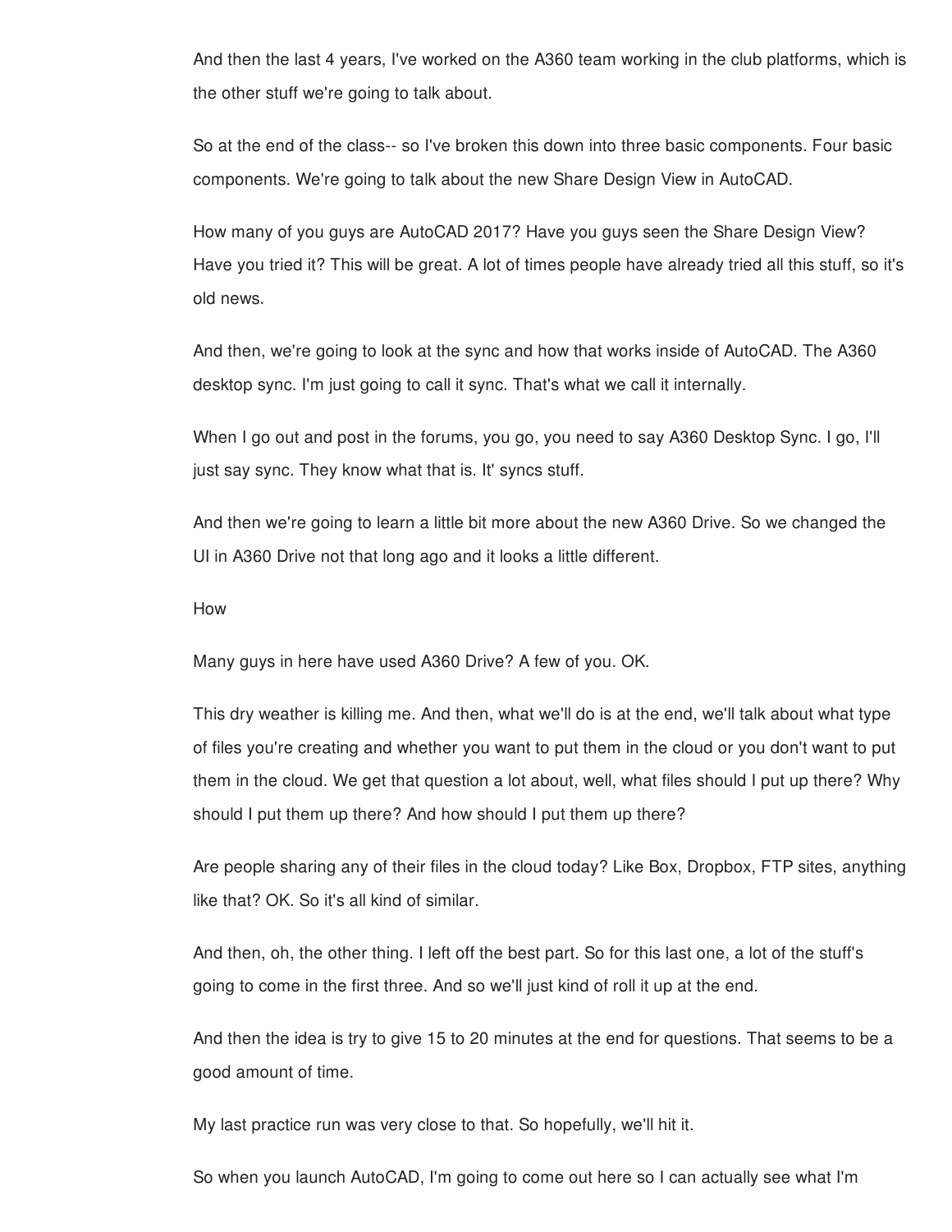And then the last 4 years, I've worked on the A360 team working in the club platforms, which is the other stuff we're going to talk about.

So at the end of the class-- so I've broken this down into three basic components. Four basic components. We're going to talk about the new Share Design View in AutoCAD.

How many of you guys are AutoCAD 2017? Have you guys seen the Share Design View? Have you tried it? This will be great. A lot of times people have already tried all this stuff, so it's old news.

And then, we're going to look at the sync and how that works inside of AutoCAD. The A360 desktop sync. I'm just going to call it sync. That's what we call it internally.

When I go out and post in the forums, you go, you need to say A360 Desktop Sync. I go, I'll just say sync. They know what that is. It' syncs stuff.

And then we're going to learn a little bit more about the new A360 Drive. So we changed the UI in A360 Drive not that long ago and it looks a little different.

How

Many guys in here have used A360 Drive? A few of you. OK.

This dry weather is killing me. And then, what we'll do is at the end, we'll talk about what type of files you're creating and whether you want to put them in the cloud or you don't want to put them in the cloud. We get that question a lot about, well, what files should I put up there? Why should I put them up there? And how should I put them up there?

Are people sharing any of their files in the cloud today? Like Box, Dropbox, FTP sites, anything like that? OK. So it's all kind of similar.

And then, oh, the other thing. I left off the best part. So for this last one, a lot of the stuff's going to come in the first three. And so we'll just kind of roll it up at the end.

And then the idea is try to give 15 to 20 minutes at the end for questions. That seems to be a good amount of time.

My last practice run was very close to that. So hopefully, we'll hit it.

So when you launch AutoCAD, I'm going to come out here so I can actually see what I'm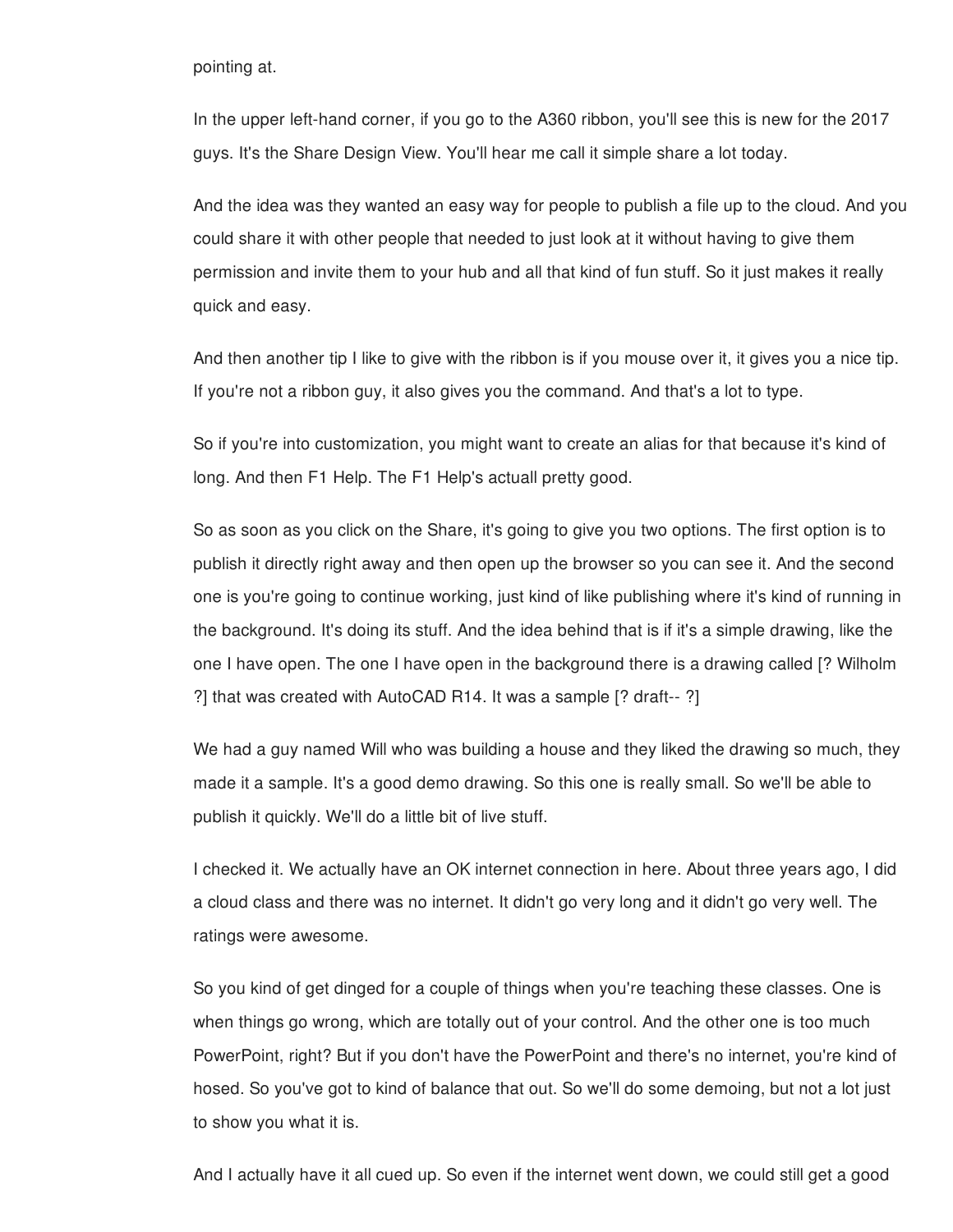pointing at.

In the upper left-hand corner, if you go to the A360 ribbon, you'll see this is new for the 2017 guys. It's the Share Design View. You'll hear me call it simple share a lot today.

And the idea was they wanted an easy way for people to publish a file up to the cloud. And you could share it with other people that needed to just look at it without having to give them permission and invite them to your hub and all that kind of fun stuff. So it just makes it really quick and easy.

And then another tip I like to give with the ribbon is if you mouse over it, it gives you a nice tip. If you're not a ribbon guy, it also gives you the command. And that's a lot to type.

So if you're into customization, you might want to create an alias for that because it's kind of long. And then F1 Help. The F1 Help's actuall pretty good.

So as soon as you click on the Share, it's going to give you two options. The first option is to publish it directly right away and then open up the browser so you can see it. And the second one is you're going to continue working, just kind of like publishing where it's kind of running in the background. It's doing its stuff. And the idea behind that is if it's a simple drawing, like the one I have open. The one I have open in the background there is a drawing called [? Wilholm ?] that was created with AutoCAD R14. It was a sample [? draft-- ?]

We had a guy named Will who was building a house and they liked the drawing so much, they made it a sample. It's a good demo drawing. So this one is really small. So we'll be able to publish it quickly. We'll do a little bit of live stuff.

I checked it. We actually have an OK internet connection in here. About three years ago, I did a cloud class and there was no internet. It didn't go very long and it didn't go very well. The ratings were awesome.

So you kind of get dinged for a couple of things when you're teaching these classes. One is when things go wrong, which are totally out of your control. And the other one is too much PowerPoint, right? But if you don't have the PowerPoint and there's no internet, you're kind of hosed. So you've got to kind of balance that out. So we'll do some demoing, but not a lot just to show you what it is.

And I actually have it all cued up. So even if the internet went down, we could still get a good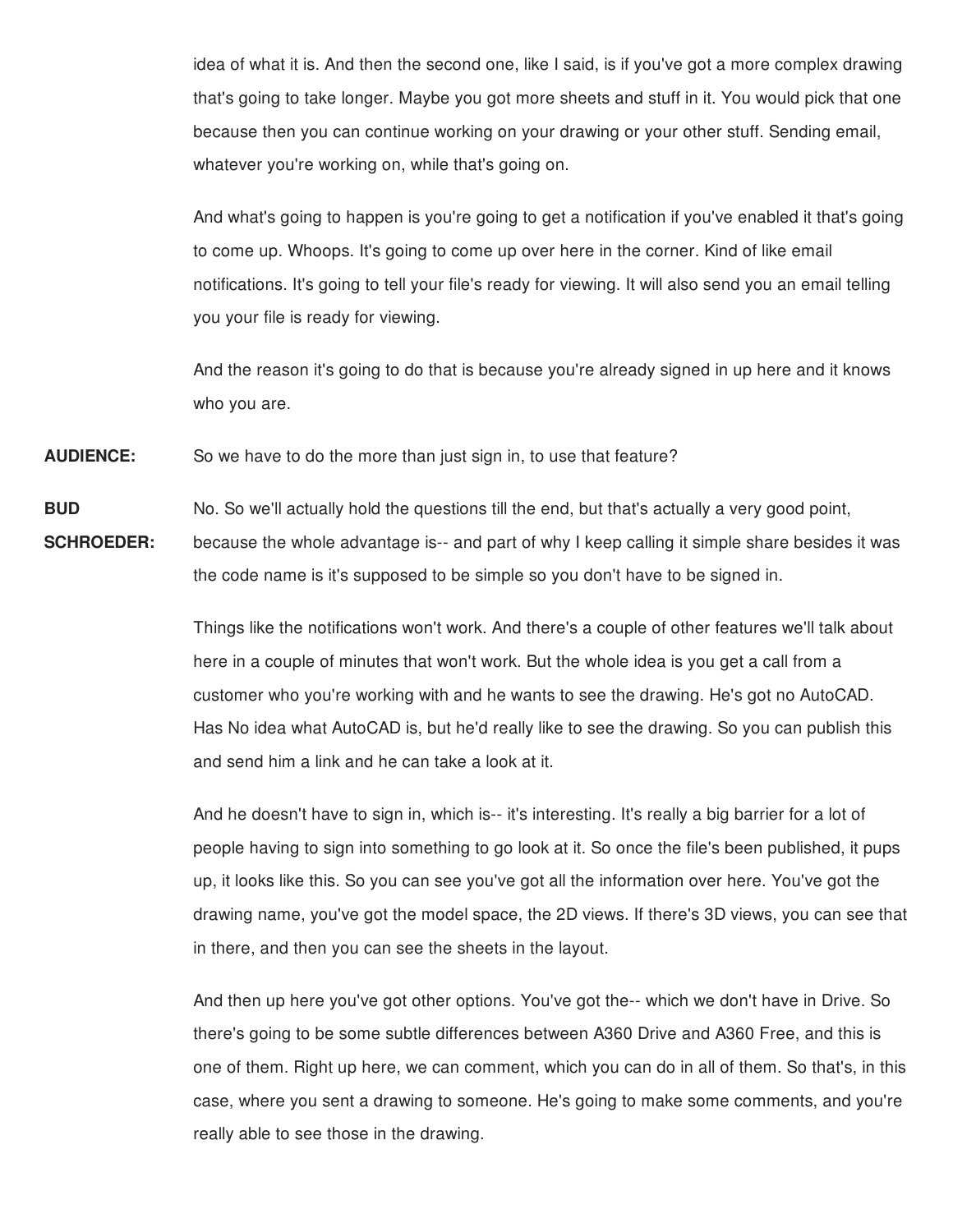idea of what it is. And then the second one, like I said, is if you've got a more complex drawing that's going to take longer. Maybe you got more sheets and stuff in it. You would pick that one because then you can continue working on your drawing or your other stuff. Sending email, whatever you're working on, while that's going on.

And what's going to happen is you're going to get a notification if you've enabled it that's going to come up. Whoops. It's going to come up over here in the corner. Kind of like email notifications. It's going to tell your file's ready for viewing. It will also send you an email telling you your file is ready for viewing.

And the reason it's going to do that is because you're already signed in up here and it knows who you are.

**AUDIENCE:** So we have to do the more than just sign in, to use that feature?

**BUD SCHROEDER:** No. So we'll actually hold the questions till the end, but that's actually a very good point, because the whole advantage is-- and part of why I keep calling it simple share besides it was the code name is it's supposed to be simple so you don't have to be signed in.

Things like the notifications won't work. And there's a couple of other features we'll talk about here in a couple of minutes that won't work. But the whole idea is you get a call from a customer who you're working with and he wants to see the drawing. He's got no AutoCAD. Has No idea what AutoCAD is, but he'd really like to see the drawing. So you can publish this and send him a link and he can take a look at it.

And he doesn't have to sign in, which is-- it's interesting. It's really a big barrier for a lot of people having to sign into something to go look at it. So once the file's been published, it pups up, it looks like this. So you can see you've got all the information over here. You've got the drawing name, you've got the model space, the 2D views. If there's 3D views, you can see that in there, and then you can see the sheets in the layout.

And then up here you've got other options. You've got the-- which we don't have in Drive. So there's going to be some subtle differences between A360 Drive and A360 Free, and this is one of them. Right up here, we can comment, which you can do in all of them. So that's, in this case, where you sent a drawing to someone. He's going to make some comments, and you're really able to see those in the drawing.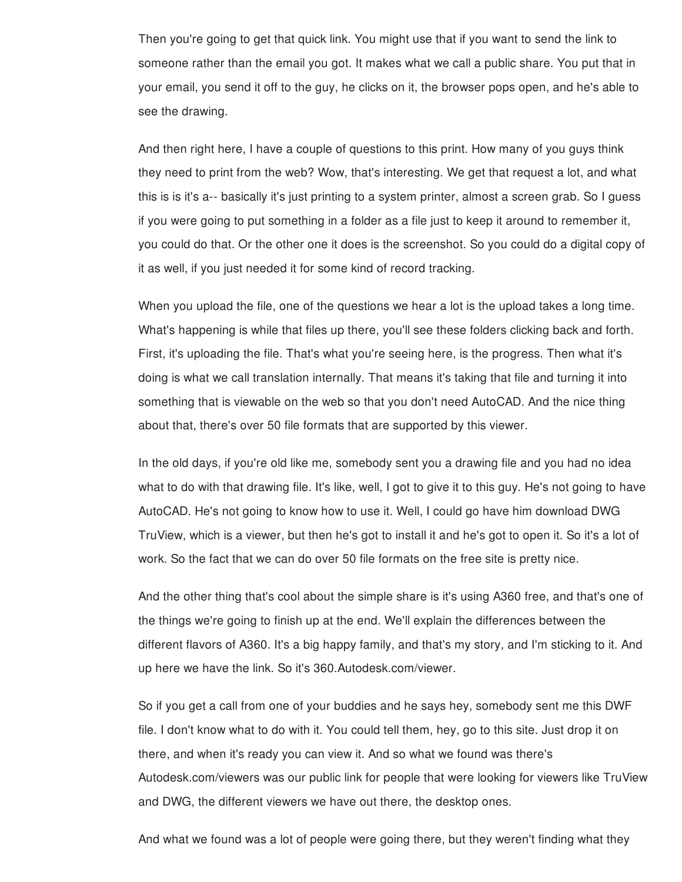Then you're going to get that quick link. You might use that if you want to send the link to someone rather than the email you got. It makes what we call a public share. You put that in your email, you send it off to the guy, he clicks on it, the browser pops open, and he's able to see the drawing.

And then right here, I have a couple of questions to this print. How many of you guys think they need to print from the web? Wow, that's interesting. We get that request a lot, and what this is is it's a-- basically it's just printing to a system printer, almost a screen grab. So I guess if you were going to put something in a folder as a file just to keep it around to remember it, you could do that. Or the other one it does is the screenshot. So you could do a digital copy of it as well, if you just needed it for some kind of record tracking.

When you upload the file, one of the questions we hear a lot is the upload takes a long time. What's happening is while that files up there, you'll see these folders clicking back and forth. First, it's uploading the file. That's what you're seeing here, is the progress. Then what it's doing is what we call translation internally. That means it's taking that file and turning it into something that is viewable on the web so that you don't need AutoCAD. And the nice thing about that, there's over 50 file formats that are supported by this viewer.

In the old days, if you're old like me, somebody sent you a drawing file and you had no idea what to do with that drawing file. It's like, well, I got to give it to this guy. He's not going to have AutoCAD. He's not going to know how to use it. Well, I could go have him download DWG TruView, which is a viewer, but then he's got to install it and he's got to open it. So it's a lot of work. So the fact that we can do over 50 file formats on the free site is pretty nice.

And the other thing that's cool about the simple share is it's using A360 free, and that's one of the things we're going to finish up at the end. We'll explain the differences between the different flavors of A360. It's a big happy family, and that's my story, and I'm sticking to it. And up here we have the link. So it's 360.Autodesk.com/viewer.

So if you get a call from one of your buddies and he says hey, somebody sent me this DWF file. I don't know what to do with it. You could tell them, hey, go to this site. Just drop it on there, and when it's ready you can view it. And so what we found was there's Autodesk.com/viewers was our public link for people that were looking for viewers like TruView and DWG, the different viewers we have out there, the desktop ones.

And what we found was a lot of people were going there, but they weren't finding what they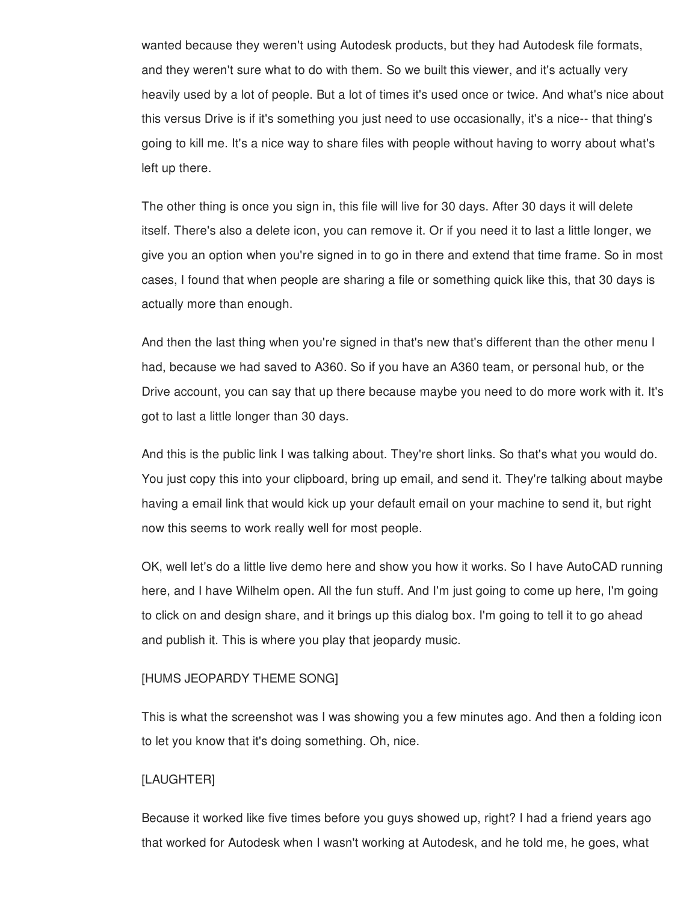wanted because they weren't using Autodesk products, but they had Autodesk file formats, and they weren't sure what to do with them. So we built this viewer, and it's actually very heavily used by a lot of people. But a lot of times it's used once or twice. And what's nice about this versus Drive is if it's something you just need to use occasionally, it's a nice-- that thing's going to kill me. It's a nice way to share files with people without having to worry about what's left up there.

The other thing is once you sign in, this file will live for 30 days. After 30 days it will delete itself. There's also a delete icon, you can remove it. Or if you need it to last a little longer, we give you an option when you're signed in to go in there and extend that time frame. So in most cases, I found that when people are sharing a file or something quick like this, that 30 days is actually more than enough.

And then the last thing when you're signed in that's new that's different than the other menu I had, because we had saved to A360. So if you have an A360 team, or personal hub, or the Drive account, you can say that up there because maybe you need to do more work with it. It's got to last a little longer than 30 days.

And this is the public link I was talking about. They're short links. So that's what you would do. You just copy this into your clipboard, bring up email, and send it. They're talking about maybe having a email link that would kick up your default email on your machine to send it, but right now this seems to work really well for most people.

OK, well let's do a little live demo here and show you how it works. So I have AutoCAD running here, and I have Wilhelm open. All the fun stuff. And I'm just going to come up here, I'm going to click on and design share, and it brings up this dialog box. I'm going to tell it to go ahead and publish it. This is where you play that jeopardy music.

[HUMS JEOPARDY THEME SONG]

This is what the screenshot was I was showing you a few minutes ago. And then a folding icon to let you know that it's doing something. Oh, nice.

[LAUGHTER]

Because it worked like five times before you guys showed up, right? I had a friend years ago that worked for Autodesk when I wasn't working at Autodesk, and he told me, he goes, what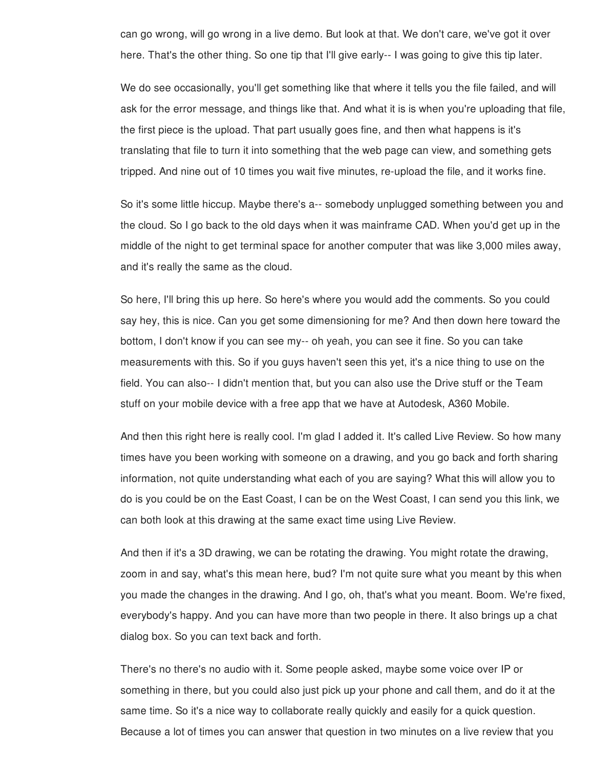can go wrong, will go wrong in a live demo. But look at that. We don't care, we've got it over here. That's the other thing. So one tip that I'll give early-- I was going to give this tip later.

We do see occasionally, you'll get something like that where it tells you the file failed, and will ask for the error message, and things like that. And what it is is when you're uploading that file, the first piece is the upload. That part usually goes fine, and then what happens is it's translating that file to turn it into something that the web page can view, and something gets tripped. And nine out of 10 times you wait five minutes, re-upload the file, and it works fine.

So it's some little hiccup. Maybe there's a-- somebody unplugged something between you and the cloud. So I go back to the old days when it was mainframe CAD. When you'd get up in the middle of the night to get terminal space for another computer that was like 3,000 miles away, and it's really the same as the cloud.

So here, I'll bring this up here. So here's where you would add the comments. So you could say hey, this is nice. Can you get some dimensioning for me? And then down here toward the bottom, I don't know if you can see my-- oh yeah, you can see it fine. So you can take measurements with this. So if you guys haven't seen this yet, it's a nice thing to use on the field. You can also-- I didn't mention that, but you can also use the Drive stuff or the Team stuff on your mobile device with a free app that we have at Autodesk, A360 Mobile.

And then this right here is really cool. I'm glad I added it. It's called Live Review. So how many times have you been working with someone on a drawing, and you go back and forth sharing information, not quite understanding what each of you are saying? What this will allow you to do is you could be on the East Coast, I can be on the West Coast, I can send you this link, we can both look at this drawing at the same exact time using Live Review.

And then if it's a 3D drawing, we can be rotating the drawing. You might rotate the drawing, zoom in and say, what's this mean here, bud? I'm not quite sure what you meant by this when you made the changes in the drawing. And I go, oh, that's what you meant. Boom. We're fixed, everybody's happy. And you can have more than two people in there. It also brings up a chat dialog box. So you can text back and forth.

There's no there's no audio with it. Some people asked, maybe some voice over IP or something in there, but you could also just pick up your phone and call them, and do it at the same time. So it's a nice way to collaborate really quickly and easily for a quick question. Because a lot of times you can answer that question in two minutes on a live review that you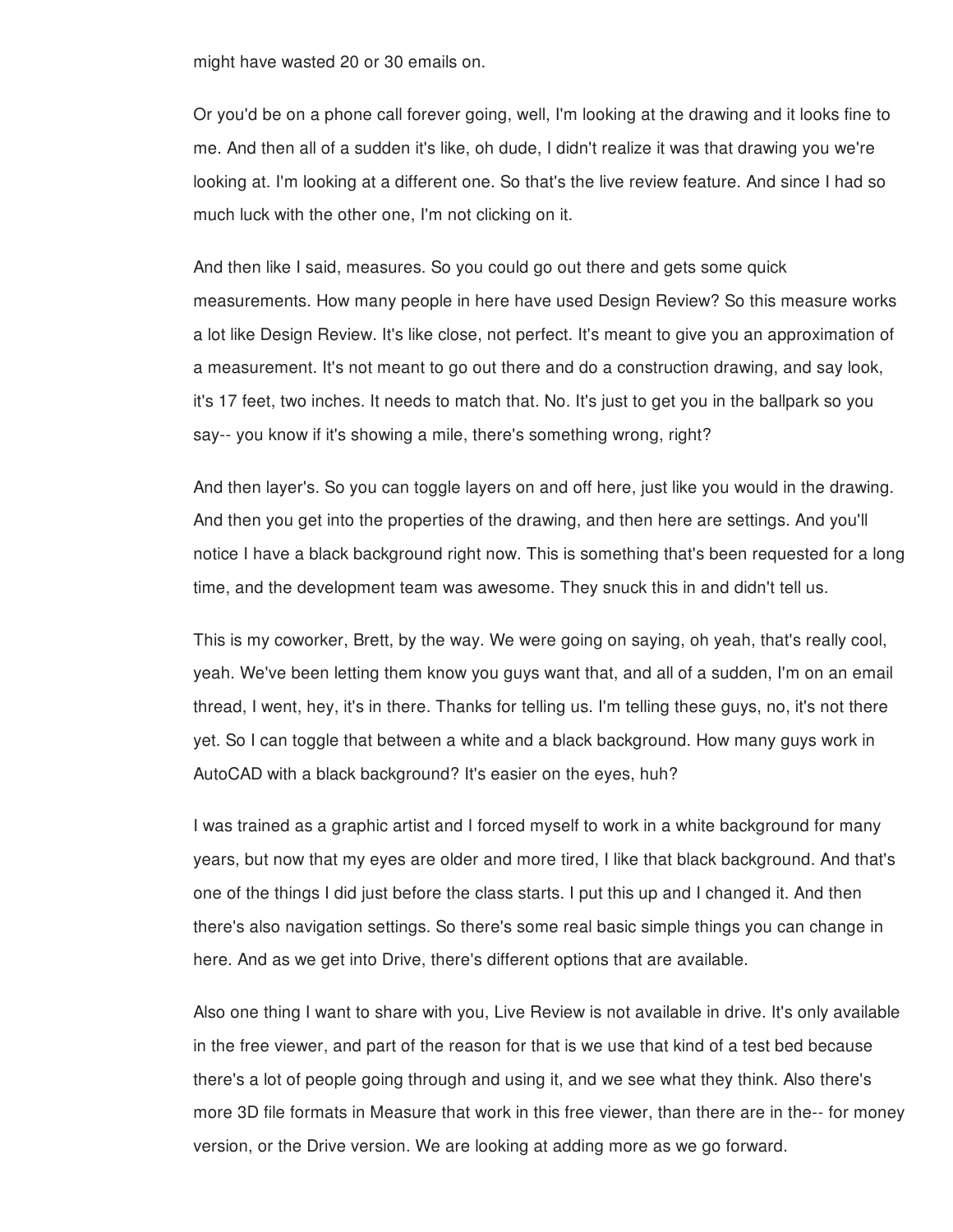might have wasted 20 or 30 emails on.

Or you'd be on a phone call forever going, well, I'm looking at the drawing and it looks fine to me. And then all of a sudden it's like, oh dude, I didn't realize it was that drawing you we're looking at. I'm looking at a different one. So that's the live review feature. And since I had so much luck with the other one, I'm not clicking on it.

And then like I said, measures. So you could go out there and gets some quick measurements. How many people in here have used Design Review? So this measure works a lot like Design Review. It's like close, not perfect. It's meant to give you an approximation of a measurement. It's not meant to go out there and do a construction drawing, and say look, it's 17 feet, two inches. It needs to match that. No. It's just to get you in the ballpark so you say-- you know if it's showing a mile, there's something wrong, right?

And then layer's. So you can toggle layers on and off here, just like you would in the drawing. And then you get into the properties of the drawing, and then here are settings. And you'll notice I have a black background right now. This is something that's been requested for a long time, and the development team was awesome. They snuck this in and didn't tell us.

This is my coworker, Brett, by the way. We were going on saying, oh yeah, that's really cool, yeah. We've been letting them know you guys want that, and all of a sudden, I'm on an email thread, I went, hey, it's in there. Thanks for telling us. I'm telling these guys, no, it's not there yet. So I can toggle that between a white and a black background. How many guys work in AutoCAD with a black background? It's easier on the eyes, huh?

I was trained as a graphic artist and I forced myself to work in a white background for many years, but now that my eyes are older and more tired, I like that black background. And that's one of the things I did just before the class starts. I put this up and I changed it. And then there's also navigation settings. So there's some real basic simple things you can change in here. And as we get into Drive, there's different options that are available.

Also one thing I want to share with you, Live Review is not available in drive. It's only available in the free viewer, and part of the reason for that is we use that kind of a test bed because there's a lot of people going through and using it, and we see what they think. Also there's more 3D file formats in Measure that work in this free viewer, than there are in the-- for money version, or the Drive version. We are looking at adding more as we go forward.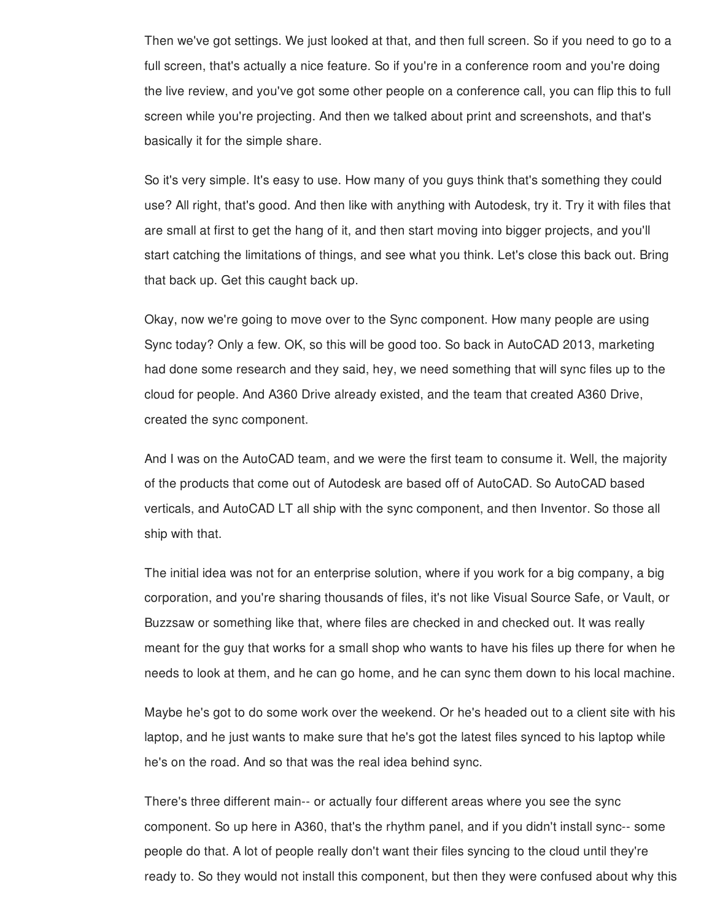Then we've got settings. We just looked at that, and then full screen. So if you need to go to a full screen, that's actually a nice feature. So if you're in a conference room and you're doing the live review, and you've got some other people on a conference call, you can flip this to full screen while you're projecting. And then we talked about print and screenshots, and that's basically it for the simple share.

So it's very simple. It's easy to use. How many of you guys think that's something they could use? All right, that's good. And then like with anything with Autodesk, try it. Try it with files that are small at first to get the hang of it, and then start moving into bigger projects, and you'll start catching the limitations of things, and see what you think. Let's close this back out. Bring that back up. Get this caught back up.

Okay, now we're going to move over to the Sync component. How many people are using Sync today? Only a few. OK, so this will be good too. So back in AutoCAD 2013, marketing had done some research and they said, hey, we need something that will sync files up to the cloud for people. And A360 Drive already existed, and the team that created A360 Drive, created the sync component.

And I was on the AutoCAD team, and we were the first team to consume it. Well, the majority of the products that come out of Autodesk are based off of AutoCAD. So AutoCAD based verticals, and AutoCAD LT all ship with the sync component, and then Inventor. So those all ship with that.

The initial idea was not for an enterprise solution, where if you work for a big company, a big corporation, and you're sharing thousands of files, it's not like Visual Source Safe, or Vault, or Buzzsaw or something like that, where files are checked in and checked out. It was really meant for the guy that works for a small shop who wants to have his files up there for when he needs to look at them, and he can go home, and he can sync them down to his local machine.

Maybe he's got to do some work over the weekend. Or he's headed out to a client site with his laptop, and he just wants to make sure that he's got the latest files synced to his laptop while he's on the road. And so that was the real idea behind sync.

There's three different main-- or actually four different areas where you see the sync component. So up here in A360, that's the rhythm panel, and if you didn't install sync-- some people do that. A lot of people really don't want their files syncing to the cloud until they're ready to. So they would not install this component, but then they were confused about why this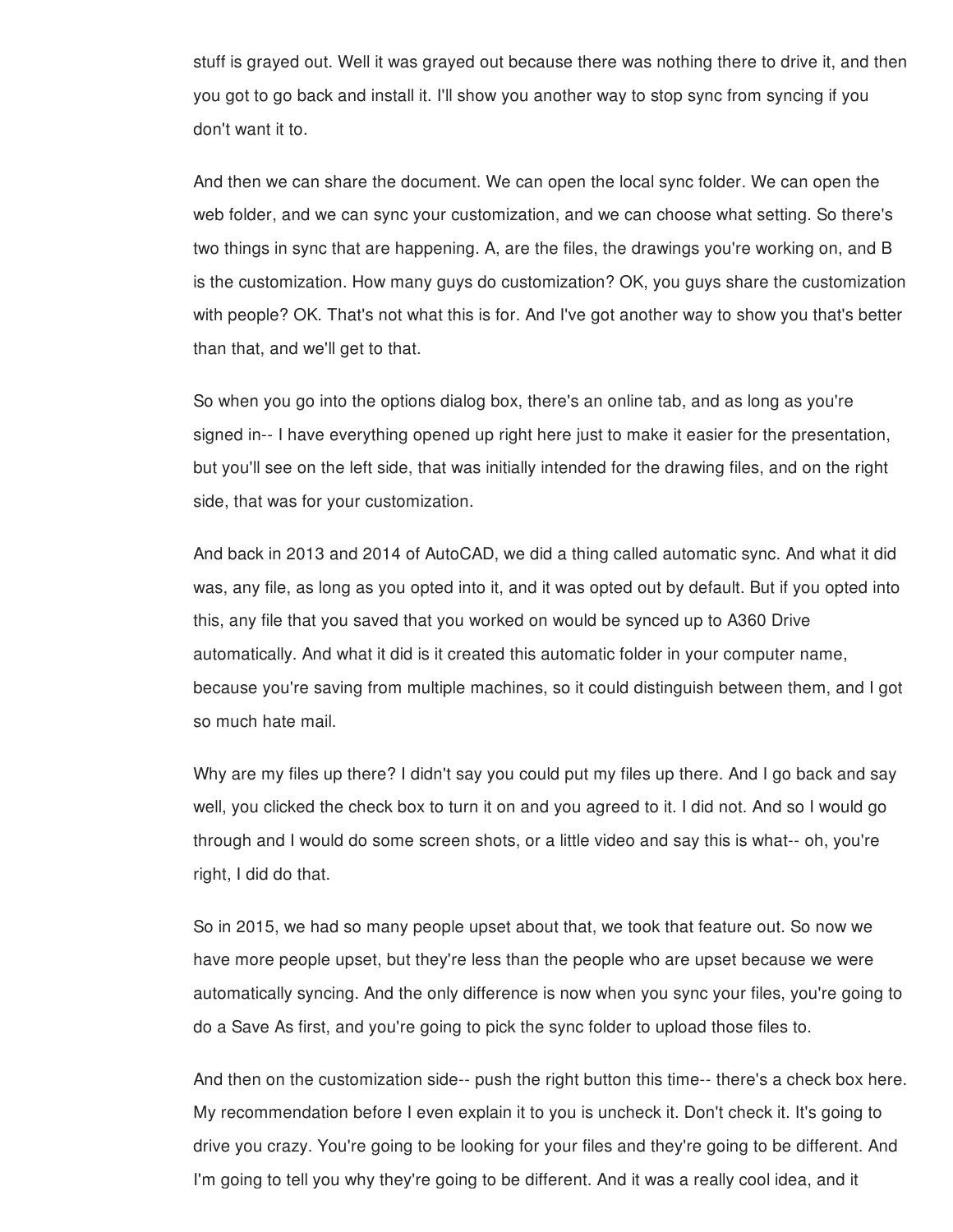stuff is grayed out. Well it was grayed out because there was nothing there to drive it, and then you got to go back and install it. I'll show you another way to stop sync from syncing if you don't want it to.

And then we can share the document. We can open the local sync folder. We can open the web folder, and we can sync your customization, and we can choose what setting. So there's two things in sync that are happening. A, are the files, the drawings you're working on, and B is the customization. How many guys do customization? OK, you guys share the customization with people? OK. That's not what this is for. And I've got another way to show you that's better than that, and we'll get to that.

So when you go into the options dialog box, there's an online tab, and as long as you're signed in-- I have everything opened up right here just to make it easier for the presentation, but you'll see on the left side, that was initially intended for the drawing files, and on the right side, that was for your customization.

And back in 2013 and 2014 of AutoCAD, we did a thing called automatic sync. And what it did was, any file, as long as you opted into it, and it was opted out by default. But if you opted into this, any file that you saved that you worked on would be synced up to A360 Drive automatically. And what it did is it created this automatic folder in your computer name, because you're saving from multiple machines, so it could distinguish between them, and I got so much hate mail.

Why are my files up there? I didn't say you could put my files up there. And I go back and say well, you clicked the check box to turn it on and you agreed to it. I did not. And so I would go through and I would do some screen shots, or a little video and say this is what-- oh, you're right, I did do that.

So in 2015, we had so many people upset about that, we took that feature out. So now we have more people upset, but they're less than the people who are upset because we were automatically syncing. And the only difference is now when you sync your files, you're going to do a Save As first, and you're going to pick the sync folder to upload those files to.

And then on the customization side-- push the right button this time-- there's a check box here. My recommendation before I even explain it to you is uncheck it. Don't check it. It's going to drive you crazy. You're going to be looking for your files and they're going to be different. And I'm going to tell you why they're going to be different. And it was a really cool idea, and it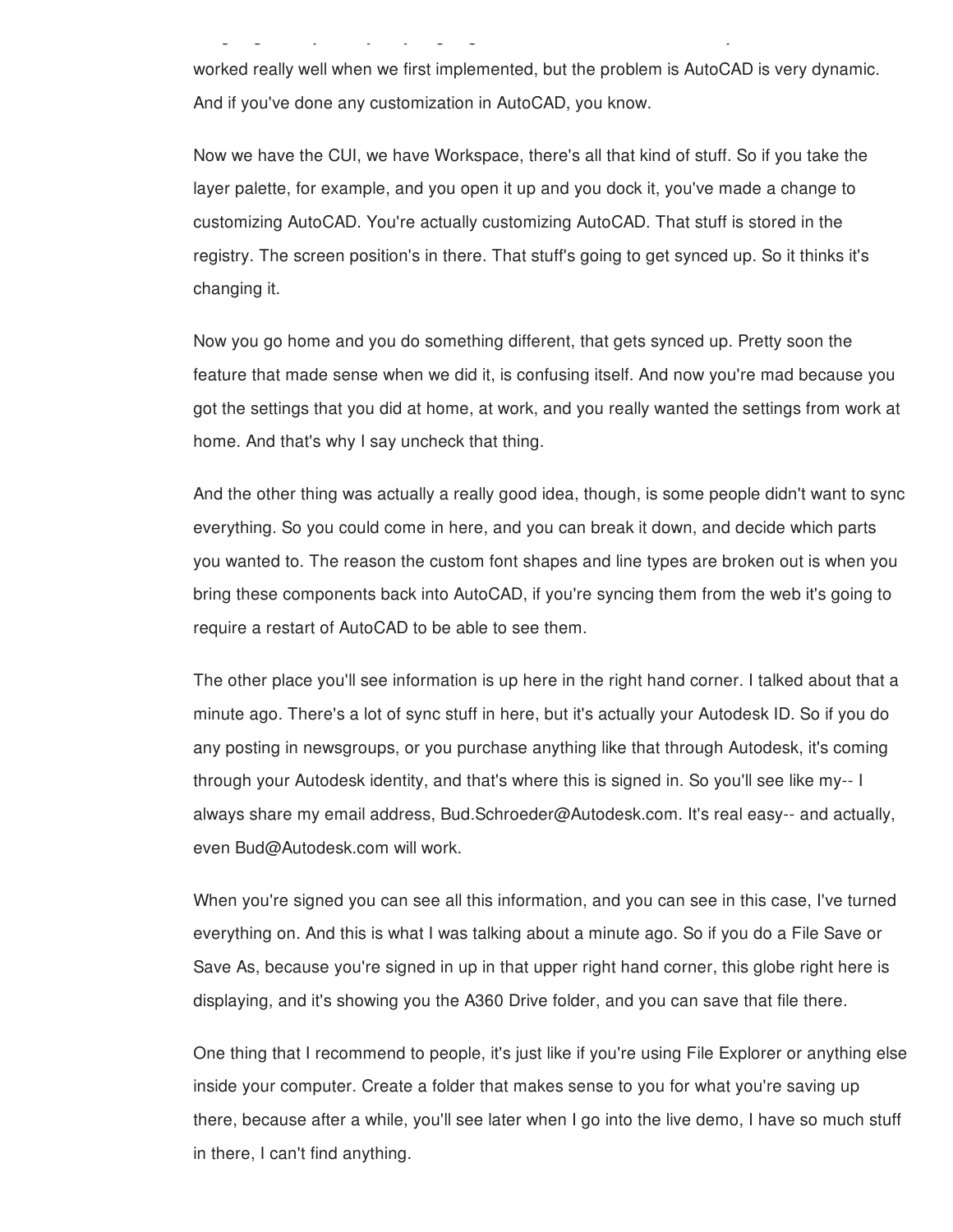worked really well when we first implemented, but the problem is AutoCAD is very dynamic. And if you've done any customization in AutoCAD, you know.

Now we have the CUI, we have Workspace, there's all that kind of stuff. So if you take the layer palette, for example, and you open it up and you dock it, you've made a change to customizing AutoCAD. You're actually customizing AutoCAD. That stuff is stored in the registry. The screen position's in there. That stuff's going to get synced up. So it thinks it's changing it.

Now you go home and you do something different, that gets synced up. Pretty soon the feature that made sense when we did it, is confusing itself. And now you're mad because you got the settings that you did at home, at work, and you really wanted the settings from work at home. And that's why I say uncheck that thing.

And the other thing was actually a really good idea, though, is some people didn't want to sync everything. So you could come in here, and you can break it down, and decide which parts you wanted to. The reason the custom font shapes and line types are broken out is when you bring these components back into AutoCAD, if you're syncing them from the web it's going to require a restart of AutoCAD to be able to see them.

The other place you'll see information is up here in the right hand corner. I talked about that a minute ago. There's a lot of sync stuff in here, but it's actually your Autodesk ID. So if you do any posting in newsgroups, or you purchase anything like that through Autodesk, it's coming through your Autodesk identity, and that's where this is signed in. So you'll see like my-- I always share my email address, Bud.Schroeder@Autodesk.com. It's real easy-- and actually, even Bud@Autodesk.com will work.

When you're signed you can see all this information, and you can see in this case, I've turned everything on. And this is what I was talking about a minute ago. So if you do a File Save or Save As, because you're signed in up in that upper right hand corner, this globe right here is displaying, and it's showing you the A360 Drive folder, and you can save that file there.

One thing that I recommend to people, it's just like if you're using File Explorer or anything else inside your computer. Create a folder that makes sense to you for what you're saving up there, because after a while, you'll see later when I go into the live demo, I have so much stuff in there, I can't find anything.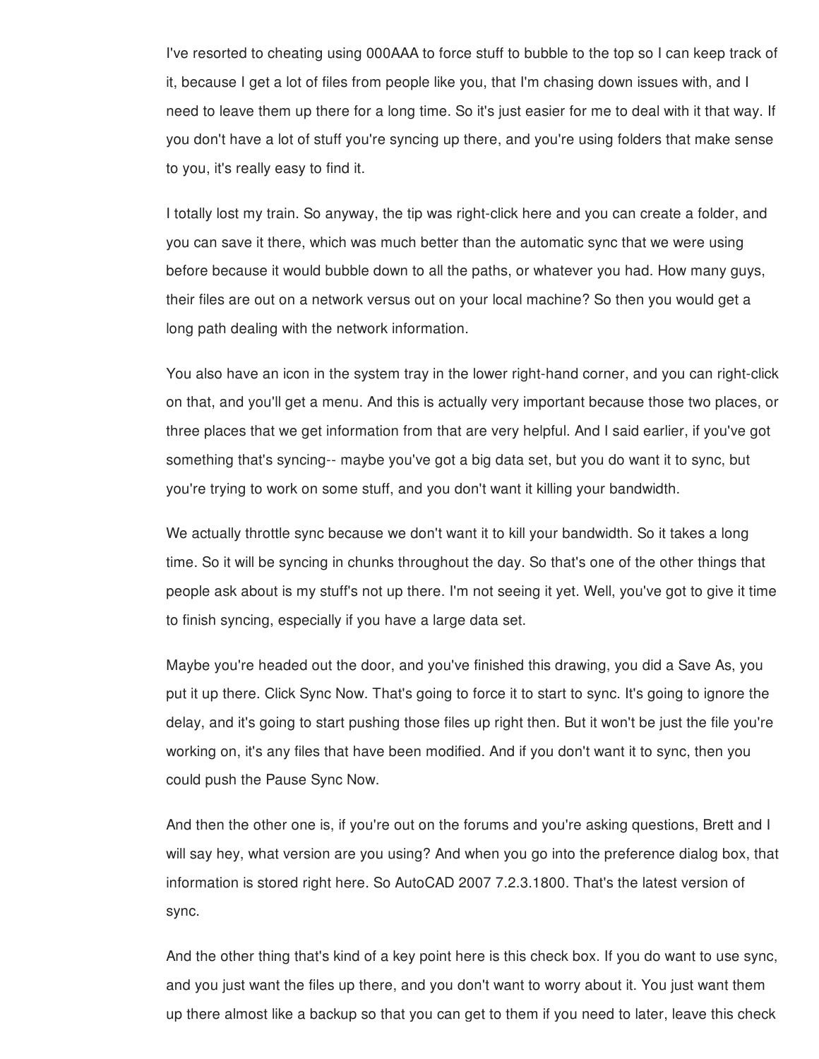I've resorted to cheating using 000AAA to force stuff to bubble to the top so I can keep track of it, because I get a lot of files from people like you, that I'm chasing down issues with, and I need to leave them up there for a long time. So it's just easier for me to deal with it that way. If you don't have a lot of stuff you're syncing up there, and you're using folders that make sense to you, it's really easy to find it.

I totally lost my train. So anyway, the tip was right-click here and you can create a folder, and you can save it there, which was much better than the automatic sync that we were using before because it would bubble down to all the paths, or whatever you had. How many guys, their files are out on a network versus out on your local machine? So then you would get a long path dealing with the network information.

You also have an icon in the system tray in the lower right-hand corner, and you can right-click on that, and you'll get a menu. And this is actually very important because those two places, or three places that we get information from that are very helpful. And I said earlier, if you've got something that's syncing-- maybe you've got a big data set, but you do want it to sync, but you're trying to work on some stuff, and you don't want it killing your bandwidth.

We actually throttle sync because we don't want it to kill your bandwidth. So it takes a long time. So it will be syncing in chunks throughout the day. So that's one of the other things that people ask about is my stuff's not up there. I'm not seeing it yet. Well, you've got to give it time to finish syncing, especially if you have a large data set.

Maybe you're headed out the door, and you've finished this drawing, you did a Save As, you put it up there. Click Sync Now. That's going to force it to start to sync. It's going to ignore the delay, and it's going to start pushing those files up right then. But it won't be just the file you're working on, it's any files that have been modified. And if you don't want it to sync, then you could push the Pause Sync Now.

And then the other one is, if you're out on the forums and you're asking questions, Brett and I will say hey, what version are you using? And when you go into the preference dialog box, that information is stored right here. So AutoCAD 2007 7.2.3.1800. That's the latest version of sync.

And the other thing that's kind of a key point here is this check box. If you do want to use sync, and you just want the files up there, and you don't want to worry about it. You just want them up there almost like a backup so that you can get to them if you need to later, leave this check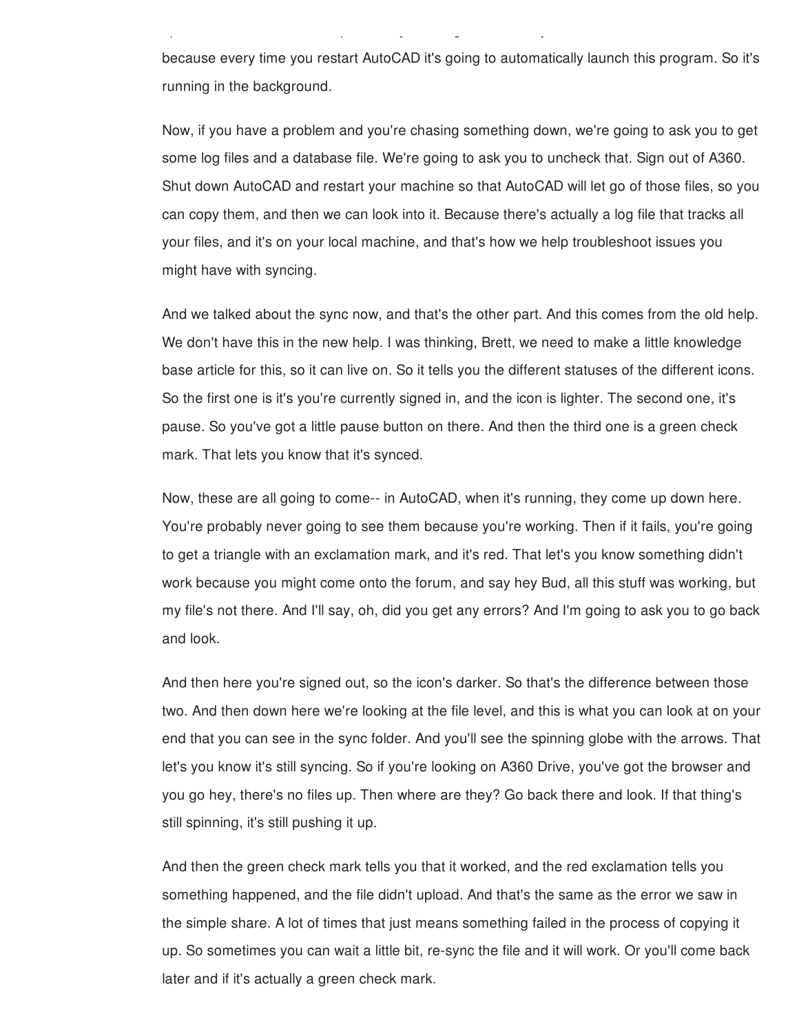because every time you restart AutoCAD it's going to automatically launch this program. So it's running in the background.

Now, if you have a problem and you're chasing something down, we're going to ask you to get some log files and a database file. We're going to ask you to uncheck that. Sign out of A360. Shut down AutoCAD and restart your machine so that AutoCAD will let go of those files, so you can copy them, and then we can look into it. Because there's actually a log file that tracks all your files, and it's on your local machine, and that's how we help troubleshoot issues you might have with syncing.

And we talked about the sync now, and that's the other part. And this comes from the old help. We don't have this in the new help. I was thinking, Brett, we need to make a little knowledge base article for this, so it can live on. So it tells you the different statuses of the different icons. So the first one is it's you're currently signed in, and the icon is lighter. The second one, it's pause. So you've got a little pause button on there. And then the third one is a green check mark. That lets you know that it's synced.

Now, these are all going to come-- in AutoCAD, when it's running, they come up down here. You're probably never going to see them because you're working. Then if it fails, you're going to get a triangle with an exclamation mark, and it's red. That let's you know something didn't work because you might come onto the forum, and say hey Bud, all this stuff was working, but my file's not there. And I'll say, oh, did you get any errors? And I'm going to ask you to go back and look.

And then here you're signed out, so the icon's darker. So that's the difference between those two. And then down here we're looking at the file level, and this is what you can look at on your end that you can see in the sync folder. And you'll see the spinning globe with the arrows. That let's you know it's still syncing. So if you're looking on A360 Drive, you've got the browser and you go hey, there's no files up. Then where are they? Go back there and look. If that thing's still spinning, it's still pushing it up.

And then the green check mark tells you that it worked, and the red exclamation tells you something happened, and the file didn't upload. And that's the same as the error we saw in the simple share. A lot of times that just means something failed in the process of copying it up. So sometimes you can wait a little bit, re-sync the file and it will work. Or you'll come back later and if it's actually a green check mark.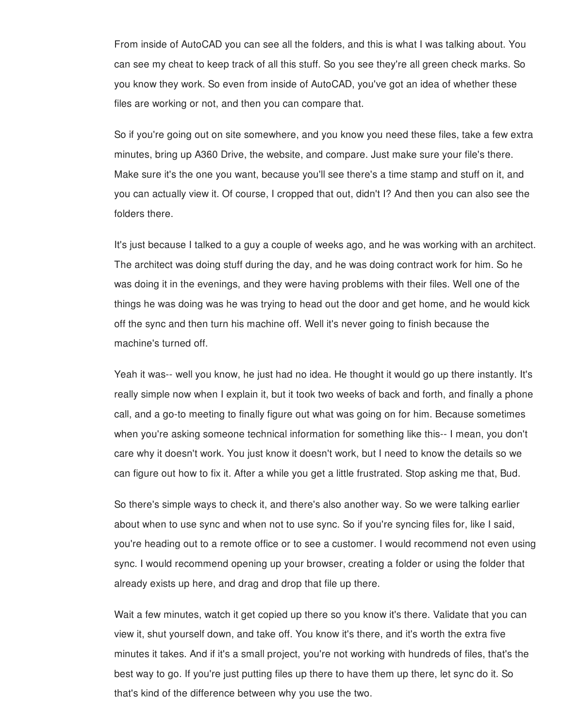From inside of AutoCAD you can see all the folders, and this is what I was talking about. You can see my cheat to keep track of all this stuff. So you see they're all green check marks. So you know they work. So even from inside of AutoCAD, you've got an idea of whether these files are working or not, and then you can compare that.

So if you're going out on site somewhere, and you know you need these files, take a few extra minutes, bring up A360 Drive, the website, and compare. Just make sure your file's there. Make sure it's the one you want, because you'll see there's a time stamp and stuff on it, and you can actually view it. Of course, I cropped that out, didn't I? And then you can also see the folders there.

It's just because I talked to a guy a couple of weeks ago, and he was working with an architect. The architect was doing stuff during the day, and he was doing contract work for him. So he was doing it in the evenings, and they were having problems with their files. Well one of the things he was doing was he was trying to head out the door and get home, and he would kick off the sync and then turn his machine off. Well it's never going to finish because the machine's turned off.

Yeah it was-- well you know, he just had no idea. He thought it would go up there instantly. It's really simple now when I explain it, but it took two weeks of back and forth, and finally a phone call, and a go-to meeting to finally figure out what was going on for him. Because sometimes when you're asking someone technical information for something like this-- I mean, you don't care why it doesn't work. You just know it doesn't work, but I need to know the details so we can figure out how to fix it. After a while you get a little frustrated. Stop asking me that, Bud.

So there's simple ways to check it, and there's also another way. So we were talking earlier about when to use sync and when not to use sync. So if you're syncing files for, like I said, you're heading out to a remote office or to see a customer. I would recommend not even using sync. I would recommend opening up your browser, creating a folder or using the folder that already exists up here, and drag and drop that file up there.

Wait a few minutes, watch it get copied up there so you know it's there. Validate that you can view it, shut yourself down, and take off. You know it's there, and it's worth the extra five minutes it takes. And if it's a small project, you're not working with hundreds of files, that's the best way to go. If you're just putting files up there to have them up there, let sync do it. So that's kind of the difference between why you use the two.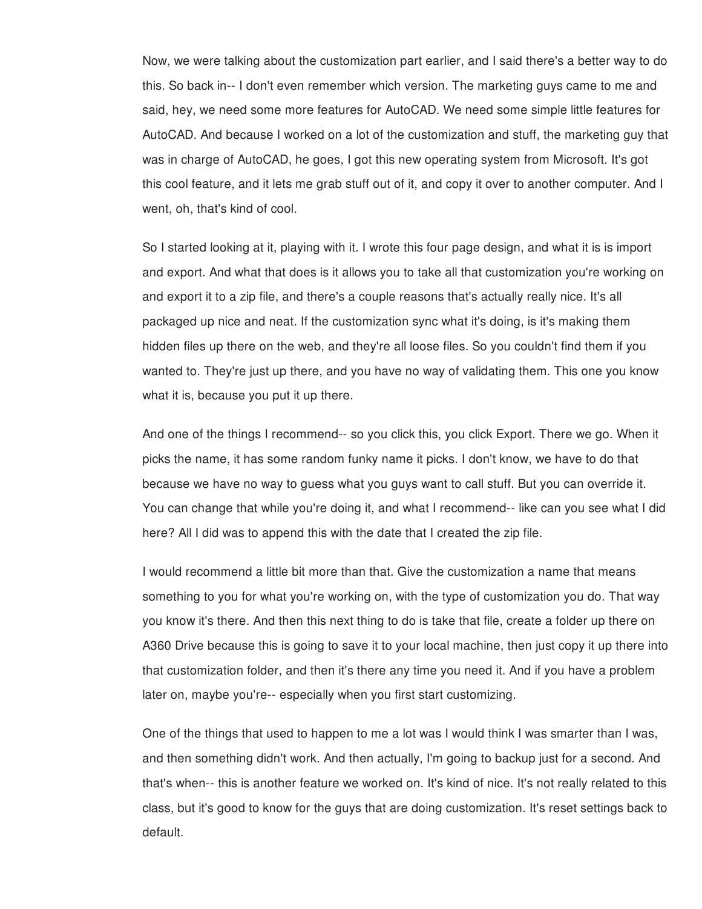Now, we were talking about the customization part earlier, and I said there's a better way to do this. So back in-- I don't even remember which version. The marketing guys came to me and said, hey, we need some more features for AutoCAD. We need some simple little features for AutoCAD. And because I worked on a lot of the customization and stuff, the marketing guy that was in charge of AutoCAD, he goes, I got this new operating system from Microsoft. It's got this cool feature, and it lets me grab stuff out of it, and copy it over to another computer. And I went, oh, that's kind of cool.

So I started looking at it, playing with it. I wrote this four page design, and what it is is import and export. And what that does is it allows you to take all that customization you're working on and export it to a zip file, and there's a couple reasons that's actually really nice. It's all packaged up nice and neat. If the customization sync what it's doing, is it's making them hidden files up there on the web, and they're all loose files. So you couldn't find them if you wanted to. They're just up there, and you have no way of validating them. This one you know what it is, because you put it up there.

And one of the things I recommend-- so you click this, you click Export. There we go. When it picks the name, it has some random funky name it picks. I don't know, we have to do that because we have no way to guess what you guys want to call stuff. But you can override it. You can change that while you're doing it, and what I recommend-- like can you see what I did here? All I did was to append this with the date that I created the zip file.

I would recommend a little bit more than that. Give the customization a name that means something to you for what you're working on, with the type of customization you do. That way you know it's there. And then this next thing to do is take that file, create a folder up there on A360 Drive because this is going to save it to your local machine, then just copy it up there into that customization folder, and then it's there any time you need it. And if you have a problem later on, maybe you're-- especially when you first start customizing.

One of the things that used to happen to me a lot was I would think I was smarter than I was, and then something didn't work. And then actually, I'm going to backup just for a second. And that's when-- this is another feature we worked on. It's kind of nice. It's not really related to this class, but it's good to know for the guys that are doing customization. It's reset settings back to default.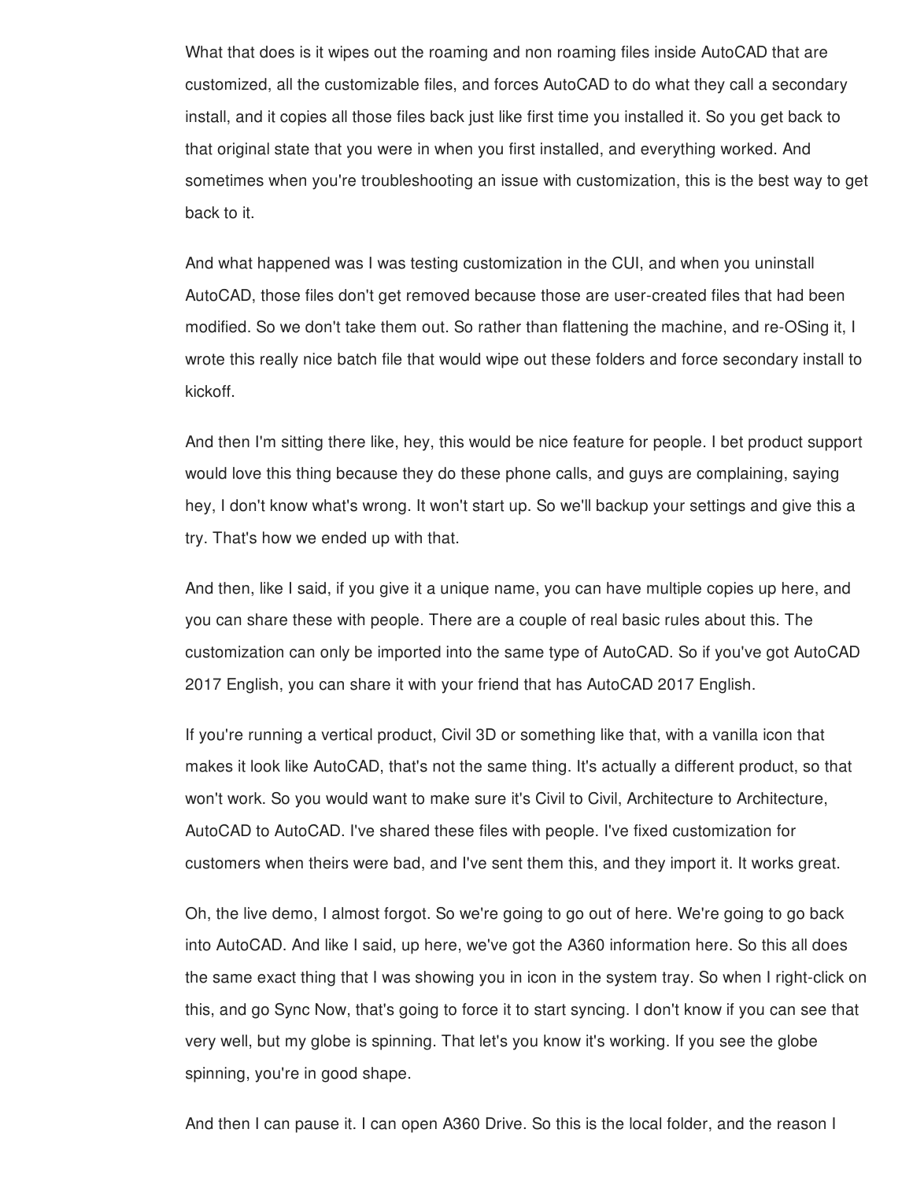What that does is it wipes out the roaming and non roaming files inside AutoCAD that are customized, all the customizable files, and forces AutoCAD to do what they call a secondary install, and it copies all those files back just like first time you installed it. So you get back to that original state that you were in when you first installed, and everything worked. And sometimes when you're troubleshooting an issue with customization, this is the best way to get back to it.

And what happened was I was testing customization in the CUI, and when you uninstall AutoCAD, those files don't get removed because those are user-created files that had been modified. So we don't take them out. So rather than flattening the machine, and re-OSing it, I wrote this really nice batch file that would wipe out these folders and force secondary install to kickoff.

And then I'm sitting there like, hey, this would be nice feature for people. I bet product support would love this thing because they do these phone calls, and guys are complaining, saying hey, I don't know what's wrong. It won't start up. So we'll backup your settings and give this a try. That's how we ended up with that.

And then, like I said, if you give it a unique name, you can have multiple copies up here, and you can share these with people. There are a couple of real basic rules about this. The customization can only be imported into the same type of AutoCAD. So if you've got AutoCAD 2017 English, you can share it with your friend that has AutoCAD 2017 English.

If you're running a vertical product, Civil 3D or something like that, with a vanilla icon that makes it look like AutoCAD, that's not the same thing. It's actually a different product, so that won't work. So you would want to make sure it's Civil to Civil, Architecture to Architecture, AutoCAD to AutoCAD. I've shared these files with people. I've fixed customization for customers when theirs were bad, and I've sent them this, and they import it. It works great.

Oh, the live demo, I almost forgot. So we're going to go out of here. We're going to go back into AutoCAD. And like I said, up here, we've got the A360 information here. So this all does the same exact thing that I was showing you in icon in the system tray. So when I right-click on this, and go Sync Now, that's going to force it to start syncing. I don't know if you can see that very well, but my globe is spinning. That let's you know it's working. If you see the globe spinning, you're in good shape.

And then I can pause it. I can open A360 Drive. So this is the local folder, and the reason I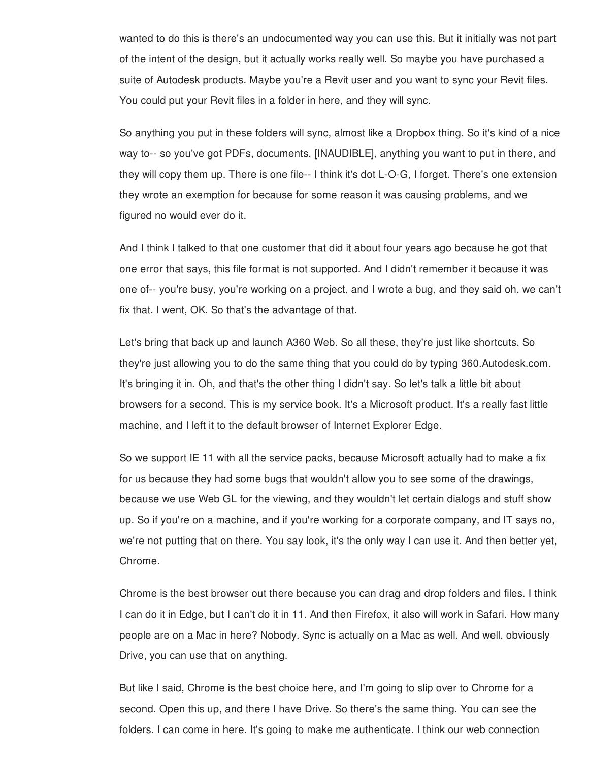wanted to do this is there's an undocumented way you can use this. But it initially was not part of the intent of the design, but it actually works really well. So maybe you have purchased a suite of Autodesk products. Maybe you're a Revit user and you want to sync your Revit files. You could put your Revit files in a folder in here, and they will sync.

So anything you put in these folders will sync, almost like a Dropbox thing. So it's kind of a nice way to-- so you've got PDFs, documents, [INAUDIBLE], anything you want to put in there, and they will copy them up. There is one file-- I think it's dot L-O-G, I forget. There's one extension they wrote an exemption for because for some reason it was causing problems, and we figured no would ever do it.

And I think I talked to that one customer that did it about four years ago because he got that one error that says, this file format is not supported. And I didn't remember it because it was one of-- you're busy, you're working on a project, and I wrote a bug, and they said oh, we can't fix that. I went, OK. So that's the advantage of that.

Let's bring that back up and launch A360 Web. So all these, they're just like shortcuts. So they're just allowing you to do the same thing that you could do by typing 360.Autodesk.com. It's bringing it in. Oh, and that's the other thing I didn't say. So let's talk a little bit about browsers for a second. This is my service book. It's a Microsoft product. It's a really fast little machine, and I left it to the default browser of Internet Explorer Edge.

So we support IE 11 with all the service packs, because Microsoft actually had to make a fix for us because they had some bugs that wouldn't allow you to see some of the drawings, because we use Web GL for the viewing, and they wouldn't let certain dialogs and stuff show up. So if you're on a machine, and if you're working for a corporate company, and IT says no, we're not putting that on there. You say look, it's the only way I can use it. And then better yet, Chrome.

Chrome is the best browser out there because you can drag and drop folders and files. I think I can do it in Edge, but I can't do it in 11. And then Firefox, it also will work in Safari. How many people are on a Mac in here? Nobody. Sync is actually on a Mac as well. And well, obviously Drive, you can use that on anything.

But like I said, Chrome is the best choice here, and I'm going to slip over to Chrome for a second. Open this up, and there I have Drive. So there's the same thing. You can see the folders. I can come in here. It's going to make me authenticate. I think our web connection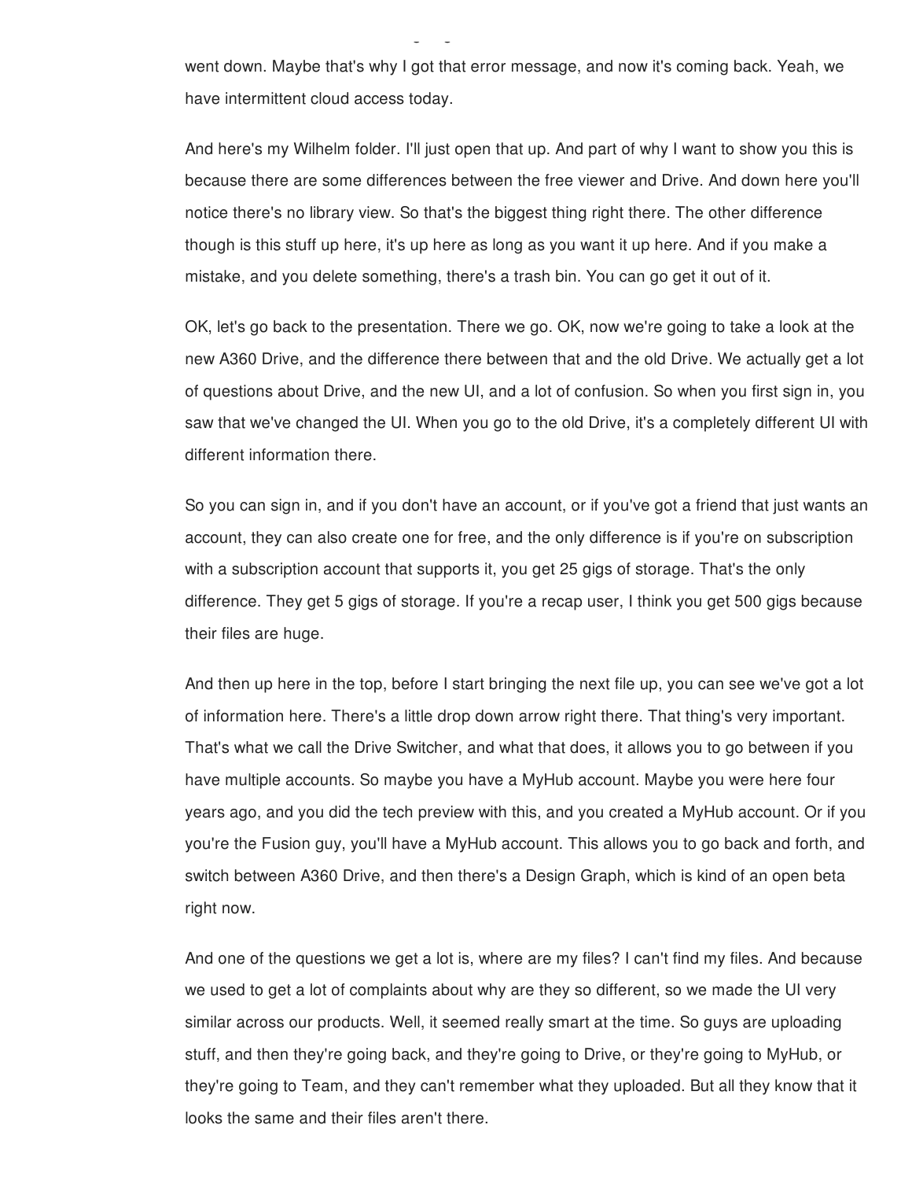went down. Maybe that's why I got that error message, and now it's coming back. Yeah, we have intermittent cloud access today.

And here's my Wilhelm folder. I'll just open that up. And part of why I want to show you this is because there are some differences between the free viewer and Drive. And down here you'll notice there's no library view. So that's the biggest thing right there. The other difference though is this stuff up here, it's up here as long as you want it up here. And if you make a mistake, and you delete something, there's a trash bin. You can go get it out of it.

OK, let's go back to the presentation. There we go. OK, now we're going to take a look at the new A360 Drive, and the difference there between that and the old Drive. We actually get a lot of questions about Drive, and the new UI, and a lot of confusion. So when you first sign in, you saw that we've changed the UI. When you go to the old Drive, it's a completely different UI with different information there.

So you can sign in, and if you don't have an account, or if you've got a friend that just wants an account, they can also create one for free, and the only difference is if you're on subscription with a subscription account that supports it, you get 25 gigs of storage. That's the only difference. They get 5 gigs of storage. If you're a recap user, I think you get 500 gigs because their files are huge.

And then up here in the top, before I start bringing the next file up, you can see we've got a lot of information here. There's a little drop down arrow right there. That thing's very important. That's what we call the Drive Switcher, and what that does, it allows you to go between if you have multiple accounts. So maybe you have a MyHub account. Maybe you were here four years ago, and you did the tech preview with this, and you created a MyHub account. Or if you you're the Fusion guy, you'll have a MyHub account. This allows you to go back and forth, and switch between A360 Drive, and then there's a Design Graph, which is kind of an open beta right now.

And one of the questions we get a lot is, where are my files? I can't find my files. And because we used to get a lot of complaints about why are they so different, so we made the UI very similar across our products. Well, it seemed really smart at the time. So guys are uploading stuff, and then they're going back, and they're going to Drive, or they're going to MyHub, or they're going to Team, and they can't remember what they uploaded. But all they know that it looks the same and their files aren't there.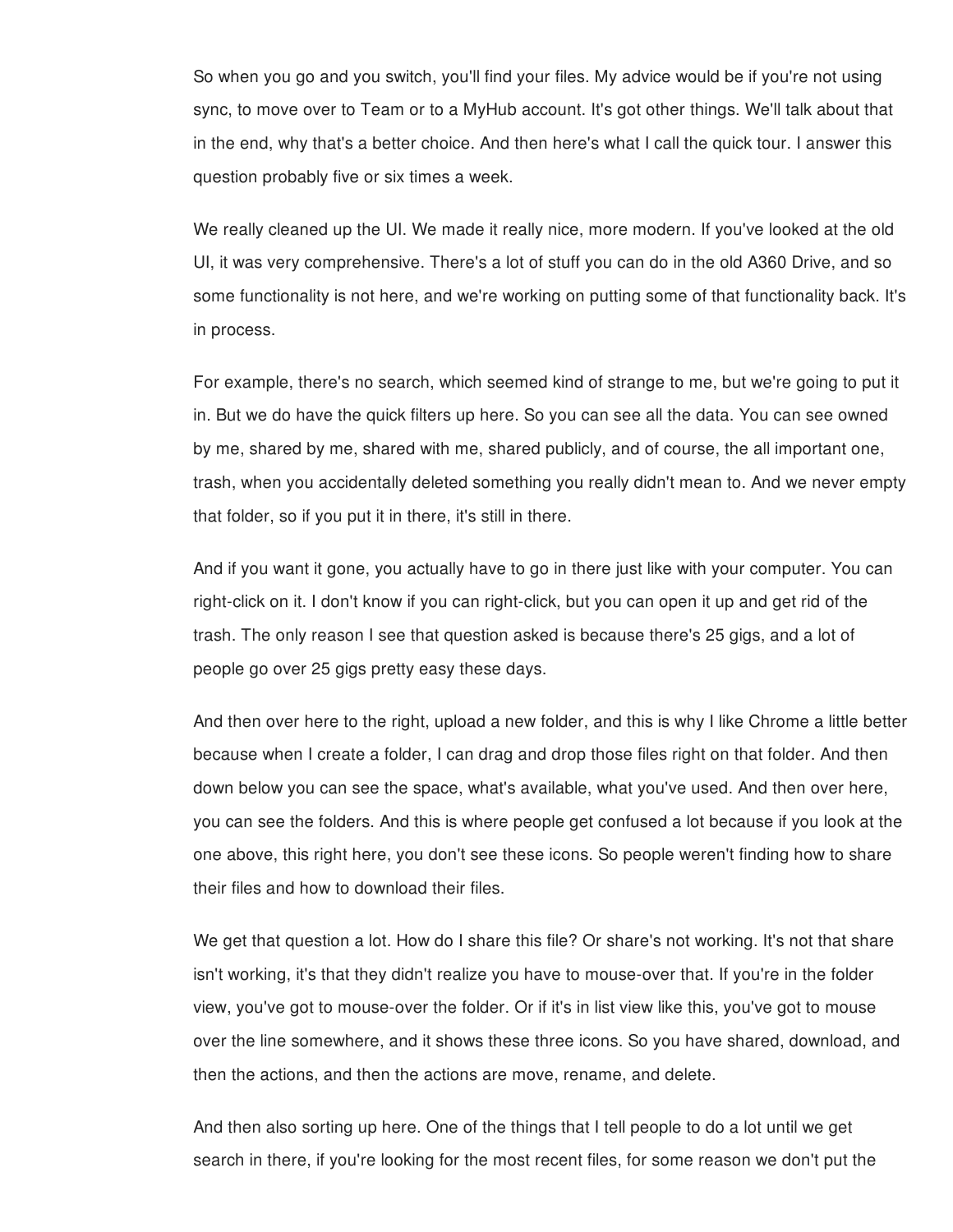So when you go and you switch, you'll find your files. My advice would be if you're not using sync, to move over to Team or to a MyHub account. It's got other things. We'll talk about that in the end, why that's a better choice. And then here's what I call the quick tour. I answer this question probably five or six times a week.

We really cleaned up the UI. We made it really nice, more modern. If you've looked at the old UI, it was very comprehensive. There's a lot of stuff you can do in the old A360 Drive, and so some functionality is not here, and we're working on putting some of that functionality back. It's in process.

For example, there's no search, which seemed kind of strange to me, but we're going to put it in. But we do have the quick filters up here. So you can see all the data. You can see owned by me, shared by me, shared with me, shared publicly, and of course, the all important one, trash, when you accidentally deleted something you really didn't mean to. And we never empty that folder, so if you put it in there, it's still in there.

And if you want it gone, you actually have to go in there just like with your computer. You can right-click on it. I don't know if you can right-click, but you can open it up and get rid of the trash. The only reason I see that question asked is because there's 25 gigs, and a lot of people go over 25 gigs pretty easy these days.

And then over here to the right, upload a new folder, and this is why I like Chrome a little better because when I create a folder, I can drag and drop those files right on that folder. And then down below you can see the space, what's available, what you've used. And then over here, you can see the folders. And this is where people get confused a lot because if you look at the one above, this right here, you don't see these icons. So people weren't finding how to share their files and how to download their files.

We get that question a lot. How do I share this file? Or share's not working. It's not that share isn't working, it's that they didn't realize you have to mouse-over that. If you're in the folder view, you've got to mouse-over the folder. Or if it's in list view like this, you've got to mouse over the line somewhere, and it shows these three icons. So you have shared, download, and then the actions, and then the actions are move, rename, and delete.

And then also sorting up here. One of the things that I tell people to do a lot until we get search in there, if you're looking for the most recent files, for some reason we don't put the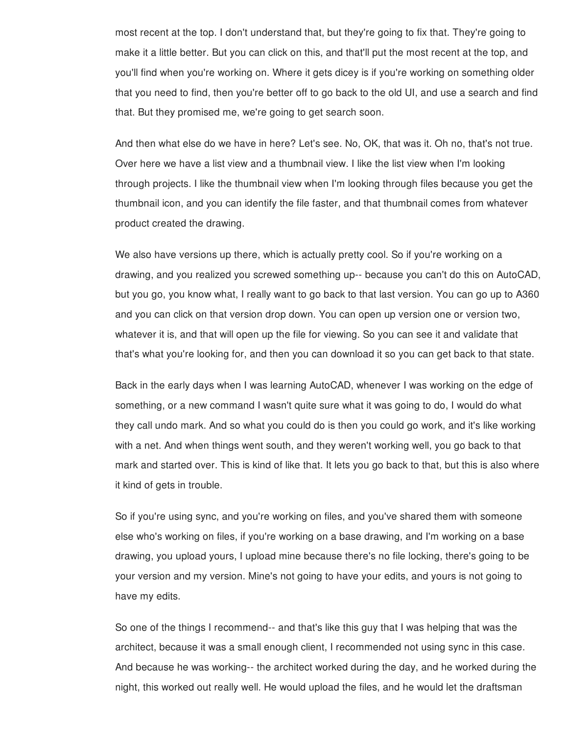most recent at the top. I don't understand that, but they're going to fix that. They're going to make it a little better. But you can click on this, and that'll put the most recent at the top, and you'll find when you're working on. Where it gets dicey is if you're working on something older that you need to find, then you're better off to go back to the old UI, and use a search and find that. But they promised me, we're going to get search soon.

And then what else do we have in here? Let's see. No, OK, that was it. Oh no, that's not true. Over here we have a list view and a thumbnail view. I like the list view when I'm looking through projects. I like the thumbnail view when I'm looking through files because you get the thumbnail icon, and you can identify the file faster, and that thumbnail comes from whatever product created the drawing.

We also have versions up there, which is actually pretty cool. So if you're working on a drawing, and you realized you screwed something up-- because you can't do this on AutoCAD, but you go, you know what, I really want to go back to that last version. You can go up to A360 and you can click on that version drop down. You can open up version one or version two, whatever it is, and that will open up the file for viewing. So you can see it and validate that that's what you're looking for, and then you can download it so you can get back to that state.

Back in the early days when I was learning AutoCAD, whenever I was working on the edge of something, or a new command I wasn't quite sure what it was going to do, I would do what they call undo mark. And so what you could do is then you could go work, and it's like working with a net. And when things went south, and they weren't working well, you go back to that mark and started over. This is kind of like that. It lets you go back to that, but this is also where it kind of gets in trouble.

So if you're using sync, and you're working on files, and you've shared them with someone else who's working on files, if you're working on a base drawing, and I'm working on a base drawing, you upload yours, I upload mine because there's no file locking, there's going to be your version and my version. Mine's not going to have your edits, and yours is not going to have my edits.

So one of the things I recommend-- and that's like this guy that I was helping that was the architect, because it was a small enough client, I recommended not using sync in this case. And because he was working-- the architect worked during the day, and he worked during the night, this worked out really well. He would upload the files, and he would let the draftsman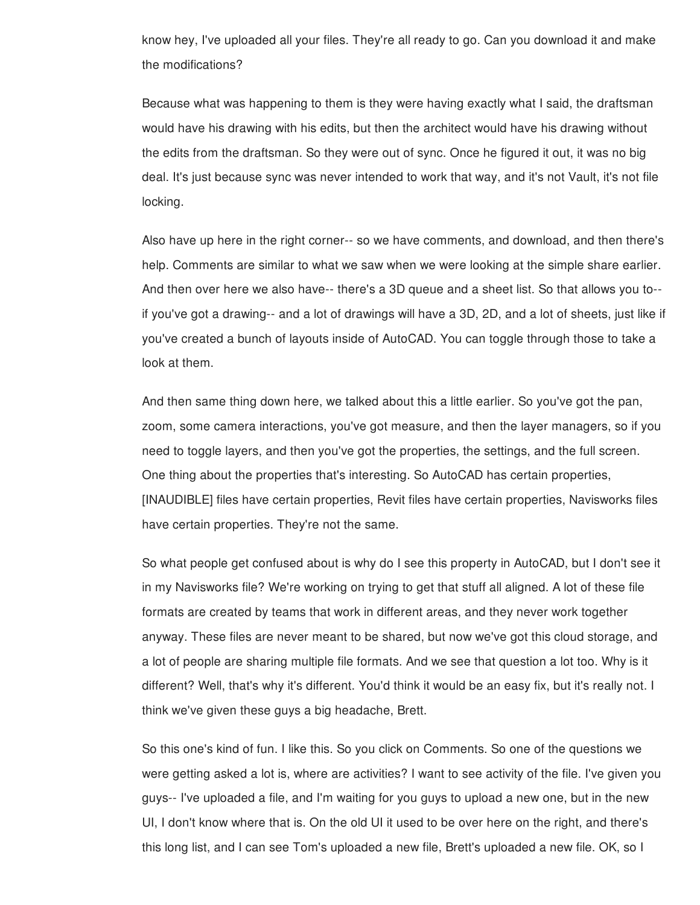know hey, I've uploaded all your files. They're all ready to go. Can you download it and make the modifications?

Because what was happening to them is they were having exactly what I said, the draftsman would have his drawing with his edits, but then the architect would have his drawing without the edits from the draftsman. So they were out of sync. Once he figured it out, it was no big deal. It's just because sync was never intended to work that way, and it's not Vault, it's not file locking.

Also have up here in the right corner-- so we have comments, and download, and then there's help. Comments are similar to what we saw when we were looking at the simple share earlier. And then over here we also have-- there's a 3D queue and a sheet list. So that allows you to-- if you've got a drawing-- and a lot of drawings will have a 3D, 2D, and a lot of sheets, just like if you've created a bunch of layouts inside of AutoCAD. You can toggle through those to take a look at them.

And then same thing down here, we talked about this a little earlier. So you've got the pan, zoom, some camera interactions, you've got measure, and then the layer managers, so if you need to toggle layers, and then you've got the properties, the settings, and the full screen. One thing about the properties that's interesting. So AutoCAD has certain properties, [INAUDIBLE] files have certain properties, Revit files have certain properties, Navisworks files have certain properties. They're not the same.

So what people get confused about is why do I see this property in AutoCAD, but I don't see it in my Navisworks file? We're working on trying to get that stuff all aligned. A lot of these file formats are created by teams that work in different areas, and they never work together anyway. These files are never meant to be shared, but now we've got this cloud storage, and a lot of people are sharing multiple file formats. And we see that question a lot too. Why is it different? Well, that's why it's different. You'd think it would be an easy fix, but it's really not. I think we've given these guys a big headache, Brett.

So this one's kind of fun. I like this. So you click on Comments. So one of the questions we were getting asked a lot is, where are activities? I want to see activity of the file. I've given you guys-- I've uploaded a file, and I'm waiting for you guys to upload a new one, but in the new UI, I don't know where that is. On the old UI it used to be over here on the right, and there's this long list, and I can see Tom's uploaded a new file, Brett's uploaded a new file. OK, so I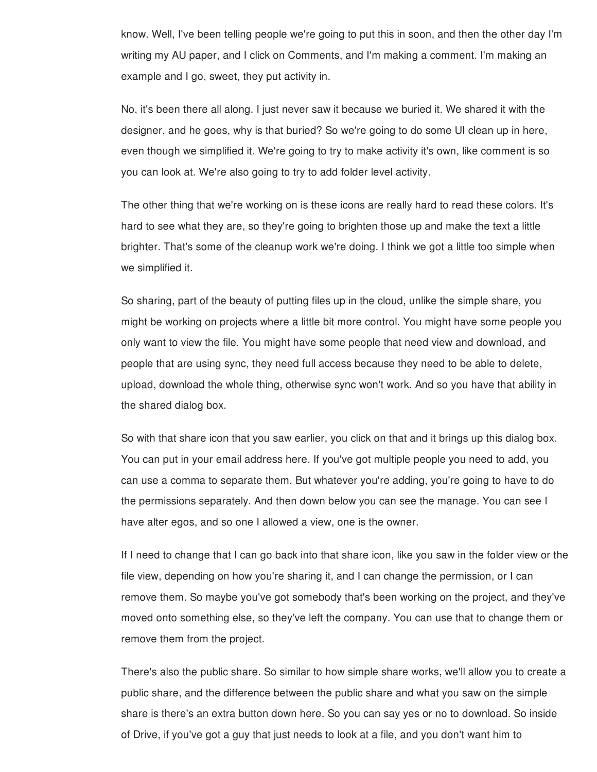know. Well, I've been telling people we're going to put this in soon, and then the other day I'm writing my AU paper, and I click on Comments, and I'm making a comment. I'm making an example and I go, sweet, they put activity in.

No, it's been there all along. I just never saw it because we buried it. We shared it with the designer, and he goes, why is that buried? So we're going to do some UI clean up in here, even though we simplified it. We're going to try to make activity it's own, like comment is so you can look at. We're also going to try to add folder level activity.

The other thing that we're working on is these icons are really hard to read these colors. It's hard to see what they are, so they're going to brighten those up and make the text a little brighter. That's some of the cleanup work we're doing. I think we got a little too simple when we simplified it.

So sharing, part of the beauty of putting files up in the cloud, unlike the simple share, you might be working on projects where a little bit more control. You might have some people you only want to view the file. You might have some people that need view and download, and people that are using sync, they need full access because they need to be able to delete, upload, download the whole thing, otherwise sync won't work. And so you have that ability in the shared dialog box.

So with that share icon that you saw earlier, you click on that and it brings up this dialog box. You can put in your email address here. If you've got multiple people you need to add, you can use a comma to separate them. But whatever you're adding, you're going to have to do the permissions separately. And then down below you can see the manage. You can see I have alter egos, and so one I allowed a view, one is the owner.

If I need to change that I can go back into that share icon, like you saw in the folder view or the file view, depending on how you're sharing it, and I can change the permission, or I can remove them. So maybe you've got somebody that's been working on the project, and they've moved onto something else, so they've left the company. You can use that to change them or remove them from the project.

There's also the public share. So similar to how simple share works, we'll allow you to create a public share, and the difference between the public share and what you saw on the simple share is there's an extra button down here. So you can say yes or no to download. So inside of Drive, if you've got a guy that just needs to look at a file, and you don't want him to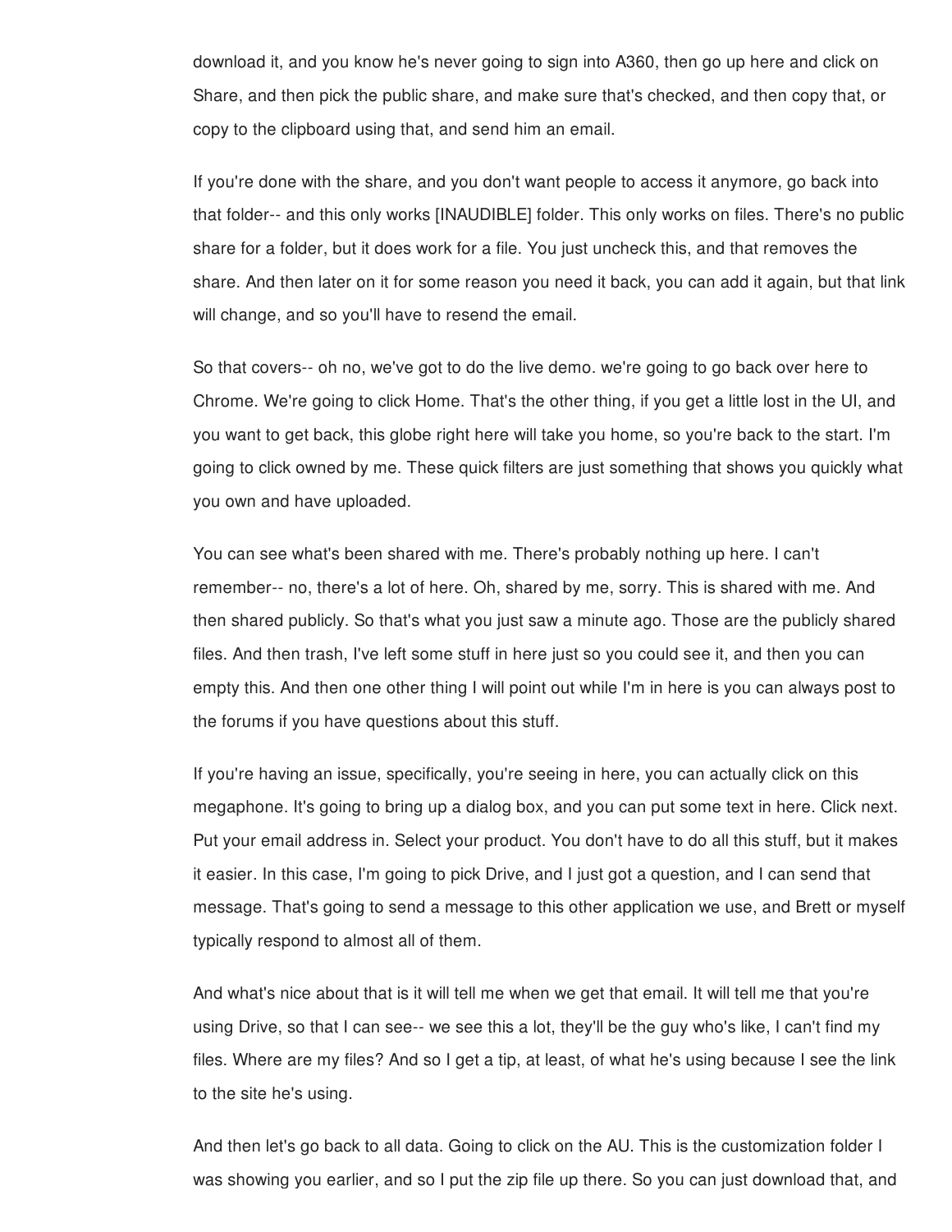download it, and you know he's never going to sign into A360, then go up here and click on Share, and then pick the public share, and make sure that's checked, and then copy that, or copy to the clipboard using that, and send him an email.

If you're done with the share, and you don't want people to access it anymore, go back into that folder-- and this only works [INAUDIBLE] folder. This only works on files. There's no public share for a folder, but it does work for a file. You just uncheck this, and that removes the share. And then later on it for some reason you need it back, you can add it again, but that link will change, and so you'll have to resend the email.

So that covers-- oh no, we've got to do the live demo. we're going to go back over here to Chrome. We're going to click Home. That's the other thing, if you get a little lost in the UI, and you want to get back, this globe right here will take you home, so you're back to the start. I'm going to click owned by me. These quick filters are just something that shows you quickly what you own and have uploaded.

You can see what's been shared with me. There's probably nothing up here. I can't remember-- no, there's a lot of here. Oh, shared by me, sorry. This is shared with me. And then shared publicly. So that's what you just saw a minute ago. Those are the publicly shared files. And then trash, I've left some stuff in here just so you could see it, and then you can empty this. And then one other thing I will point out while I'm in here is you can always post to the forums if you have questions about this stuff.

If you're having an issue, specifically, you're seeing in here, you can actually click on this megaphone. It's going to bring up a dialog box, and you can put some text in here. Click next. Put your email address in. Select your product. You don't have to do all this stuff, but it makes it easier. In this case, I'm going to pick Drive, and I just got a question, and I can send that message. That's going to send a message to this other application we use, and Brett or myself typically respond to almost all of them.

And what's nice about that is it will tell me when we get that email. It will tell me that you're using Drive, so that I can see-- we see this a lot, they'll be the guy who's like, I can't find my files. Where are my files? And so I get a tip, at least, of what he's using because I see the link to the site he's using.

And then let's go back to all data. Going to click on the AU. This is the customization folder I was showing you earlier, and so I put the zip file up there. So you can just download that, and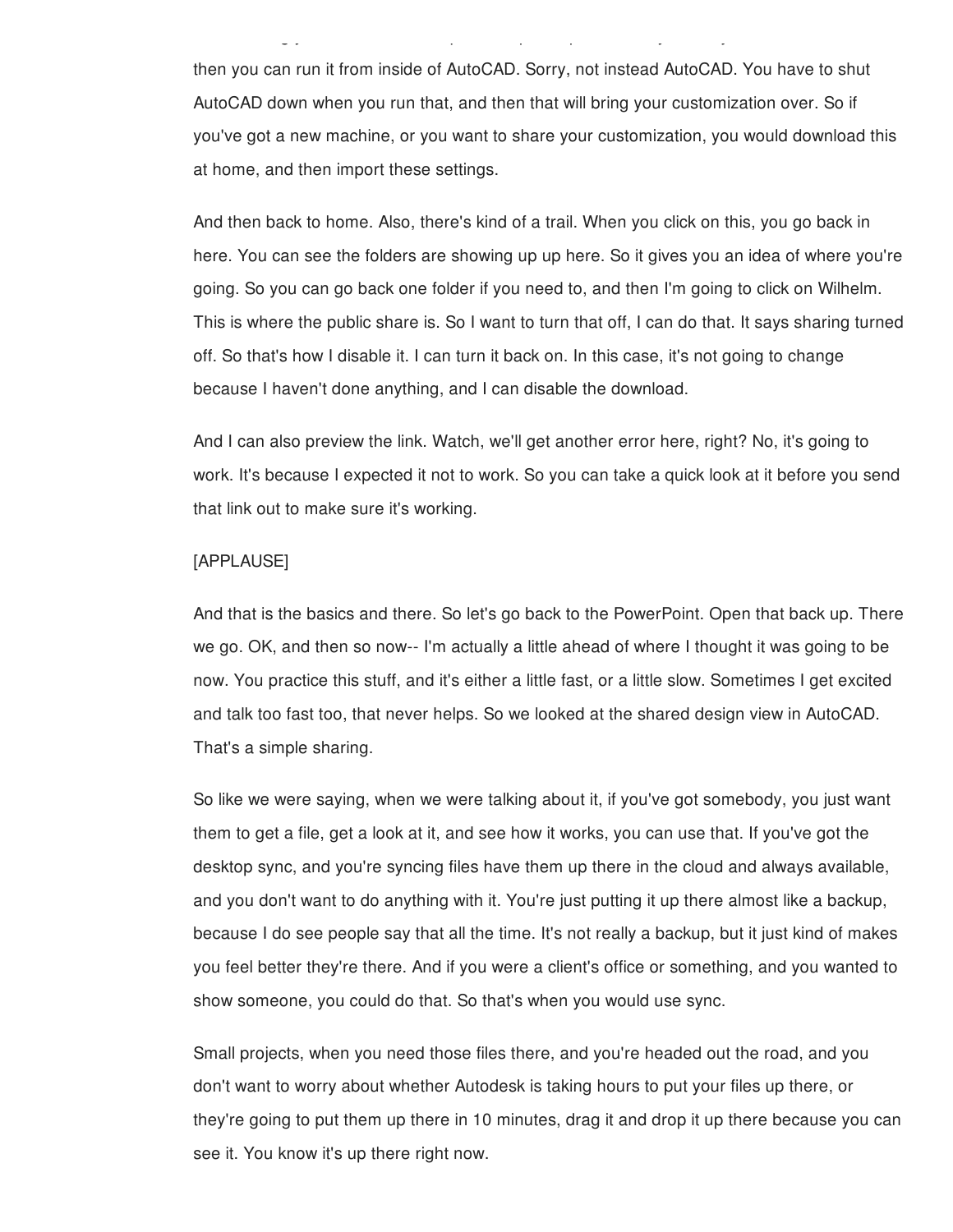then you can run it from inside of AutoCAD. Sorry, not instead AutoCAD. You have to shut AutoCAD down when you run that, and then that will bring your customization over. So if you've got a new machine, or you want to share your customization, you would download this at home, and then import these settings.

And then back to home. Also, there's kind of a trail. When you click on this, you go back in here. You can see the folders are showing up up here. So it gives you an idea of where you're going. So you can go back one folder if you need to, and then I'm going to click on Wilhelm. This is where the public share is. So I want to turn that off, I can do that. It says sharing turned off. So that's how I disable it. I can turn it back on. In this case, it's not going to change because I haven't done anything, and I can disable the download.

And I can also preview the link. Watch, we'll get another error here, right? No, it's going to work. It's because I expected it not to work. So you can take a quick look at it before you send that link out to make sure it's working.

[APPLAUSE]

And that is the basics and there. So let's go back to the PowerPoint. Open that back up. There we go. OK, and then so now-- I'm actually a little ahead of where I thought it was going to be now. You practice this stuff, and it's either a little fast, or a little slow. Sometimes I get excited and talk too fast too, that never helps. So we looked at the shared design view in AutoCAD. That's a simple sharing.

So like we were saying, when we were talking about it, if you've got somebody, you just want them to get a file, get a look at it, and see how it works, you can use that. If you've got the desktop sync, and you're syncing files have them up there in the cloud and always available, and you don't want to do anything with it. You're just putting it up there almost like a backup, because I do see people say that all the time. It's not really a backup, but it just kind of makes you feel better they're there. And if you were a client's office or something, and you wanted to show someone, you could do that. So that's when you would use sync.

Small projects, when you need those files there, and you're headed out the road, and you don't want to worry about whether Autodesk is taking hours to put your files up there, or they're going to put them up there in 10 minutes, drag it and drop it up there because you can see it. You know it's up there right now.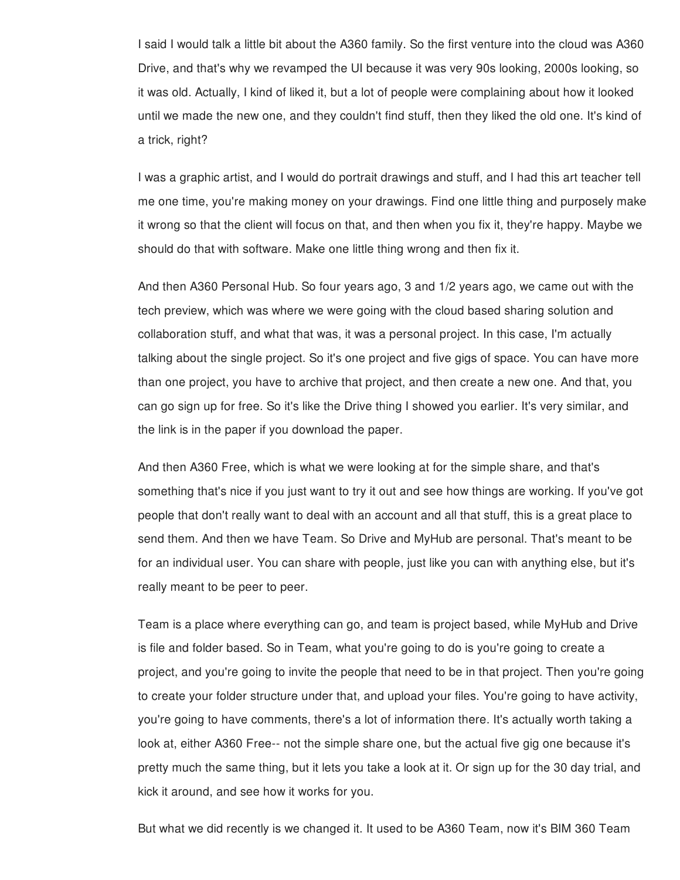I said I would talk a little bit about the A360 family. So the first venture into the cloud was A360 Drive, and that's why we revamped the UI because it was very 90s looking, 2000s looking, so it was old. Actually, I kind of liked it, but a lot of people were complaining about how it looked until we made the new one, and they couldn't find stuff, then they liked the old one. It's kind of a trick, right?

I was a graphic artist, and I would do portrait drawings and stuff, and I had this art teacher tell me one time, you're making money on your drawings. Find one little thing and purposely make it wrong so that the client will focus on that, and then when you fix it, they're happy. Maybe we should do that with software. Make one little thing wrong and then fix it.

And then A360 Personal Hub. So four years ago, 3 and 1/2 years ago, we came out with the tech preview, which was where we were going with the cloud based sharing solution and collaboration stuff, and what that was, it was a personal project. In this case, I'm actually talking about the single project. So it's one project and five gigs of space. You can have more than one project, you have to archive that project, and then create a new one. And that, you can go sign up for free. So it's like the Drive thing I showed you earlier. It's very similar, and the link is in the paper if you download the paper.

And then A360 Free, which is what we were looking at for the simple share, and that's something that's nice if you just want to try it out and see how things are working. If you've got people that don't really want to deal with an account and all that stuff, this is a great place to send them. And then we have Team. So Drive and MyHub are personal. That's meant to be for an individual user. You can share with people, just like you can with anything else, but it's really meant to be peer to peer.

Team is a place where everything can go, and team is project based, while MyHub and Drive is file and folder based. So in Team, what you're going to do is you're going to create a project, and you're going to invite the people that need to be in that project. Then you're going to create your folder structure under that, and upload your files. You're going to have activity, you're going to have comments, there's a lot of information there. It's actually worth taking a look at, either A360 Free-- not the simple share one, but the actual five gig one because it's pretty much the same thing, but it lets you take a look at it. Or sign up for the 30 day trial, and kick it around, and see how it works for you.

But what we did recently is we changed it. It used to be A360 Team, now it's BIM 360 Team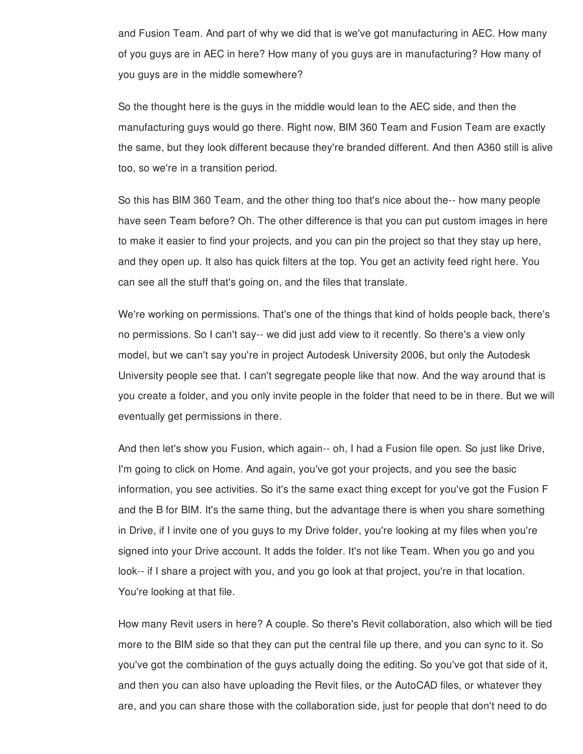and Fusion Team. And part of why we did that is we've got manufacturing in AEC. How many of you guys are in AEC in here? How many of you guys are in manufacturing? How many of you guys are in the middle somewhere?

So the thought here is the guys in the middle would lean to the AEC side, and then the manufacturing guys would go there. Right now, BIM 360 Team and Fusion Team are exactly the same, but they look different because they're branded different. And then A360 still is alive too, so we're in a transition period.

So this has BIM 360 Team, and the other thing too that's nice about the-- how many people have seen Team before? Oh. The other difference is that you can put custom images in here to make it easier to find your projects, and you can pin the project so that they stay up here, and they open up. It also has quick filters at the top. You get an activity feed right here. You can see all the stuff that's going on, and the files that translate.

We're working on permissions. That's one of the things that kind of holds people back, there's no permissions. So I can't say-- we did just add view to it recently. So there's a view only model, but we can't say you're in project Autodesk University 2006, but only the Autodesk University people see that. I can't segregate people like that now. And the way around that is you create a folder, and you only invite people in the folder that need to be in there. But we will eventually get permissions in there.

And then let's show you Fusion, which again-- oh, I had a Fusion file open. So just like Drive, I'm going to click on Home. And again, you've got your projects, and you see the basic information, you see activities. So it's the same exact thing except for you've got the Fusion F and the B for BIM. It's the same thing, but the advantage there is when you share something in Drive, if I invite one of you guys to my Drive folder, you're looking at my files when you're signed into your Drive account. It adds the folder. It's not like Team. When you go and you look-- if I share a project with you, and you go look at that project, you're in that location. You're looking at that file.

How many Revit users in here? A couple. So there's Revit collaboration, also which will be tied more to the BIM side so that they can put the central file up there, and you can sync to it. So you've got the combination of the guys actually doing the editing. So you've got that side of it, and then you can also have uploading the Revit files, or the AutoCAD files, or whatever they are, and you can share those with the collaboration side, just for people that don't need to do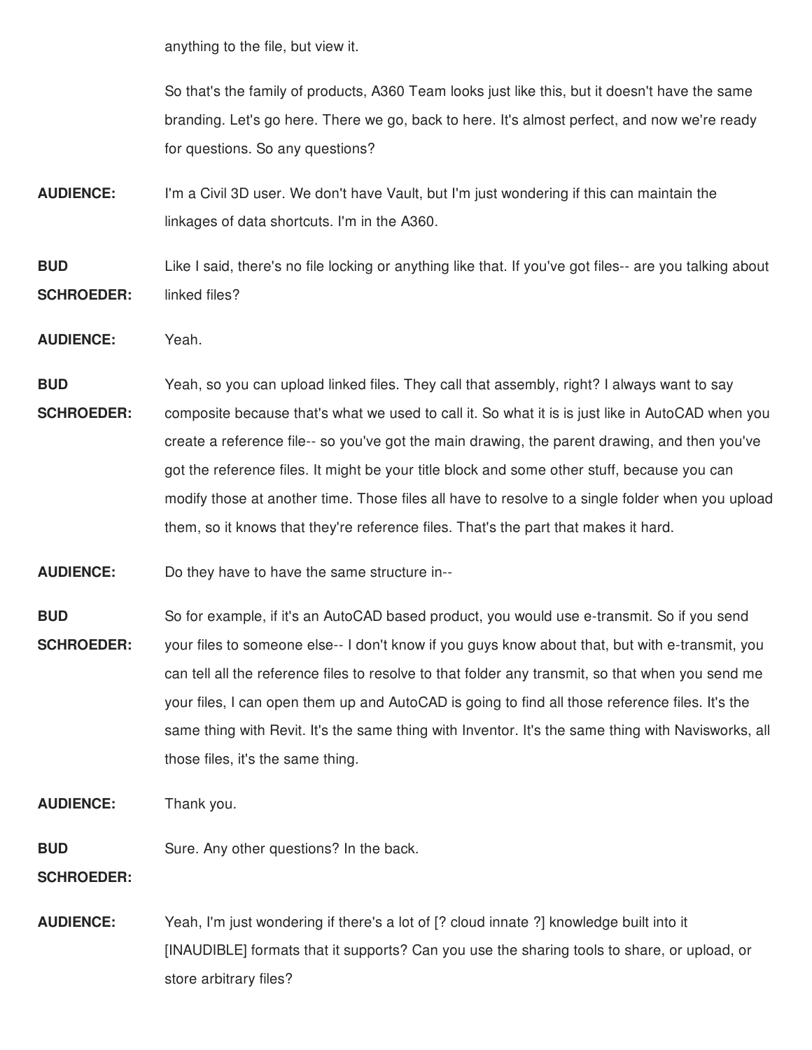anything to the file, but view it.

So that's the family of products, A360 Team looks just like this, but it doesn't have the same branding. Let's go here. There we go, back to here. It's almost perfect, and now we're ready for questions. So any questions?

**AUDIENCE:** I'm a Civil 3D user. We don't have Vault, but I'm just wondering if this can maintain the linkages of data shortcuts. I'm in the A360.

**BUD SCHROEDER:** Like I said, there's no file locking or anything like that. If you've got files-- are you talking about linked files?

**AUDIENCE:** Yeah.

**BUD SCHROEDER:** Yeah, so you can upload linked files. They call that assembly, right? I always want to say composite because that's what we used to call it. So what it is is just like in AutoCAD when you create a reference file-- so you've got the main drawing, the parent drawing, and then you've got the reference files. It might be your title block and some other stuff, because you can modify those at another time. Those files all have to resolve to a single folder when you upload them, so it knows that they're reference files. That's the part that makes it hard.

**AUDIENCE:** Do they have to have the same structure in--

**BUD SCHROEDER:** So for example, if it's an AutoCAD based product, you would use e-transmit. So if you send your files to someone else-- I don't know if you guys know about that, but with e-transmit, you can tell all the reference files to resolve to that folder any transmit, so that when you send me your files, I can open them up and AutoCAD is going to find all those reference files. It's the same thing with Revit. It's the same thing with Inventor. It's the same thing with Navisworks, all those files, it's the same thing.

**AUDIENCE:** Thank you.

**BUD SCHROEDER:** Sure. Any other questions? In the back.

**AUDIENCE:** Yeah, I'm just wondering if there's a lot of [? cloud innate ?] knowledge built into it [INAUDIBLE] formats that it supports? Can you use the sharing tools to share, or upload, or store arbitrary files?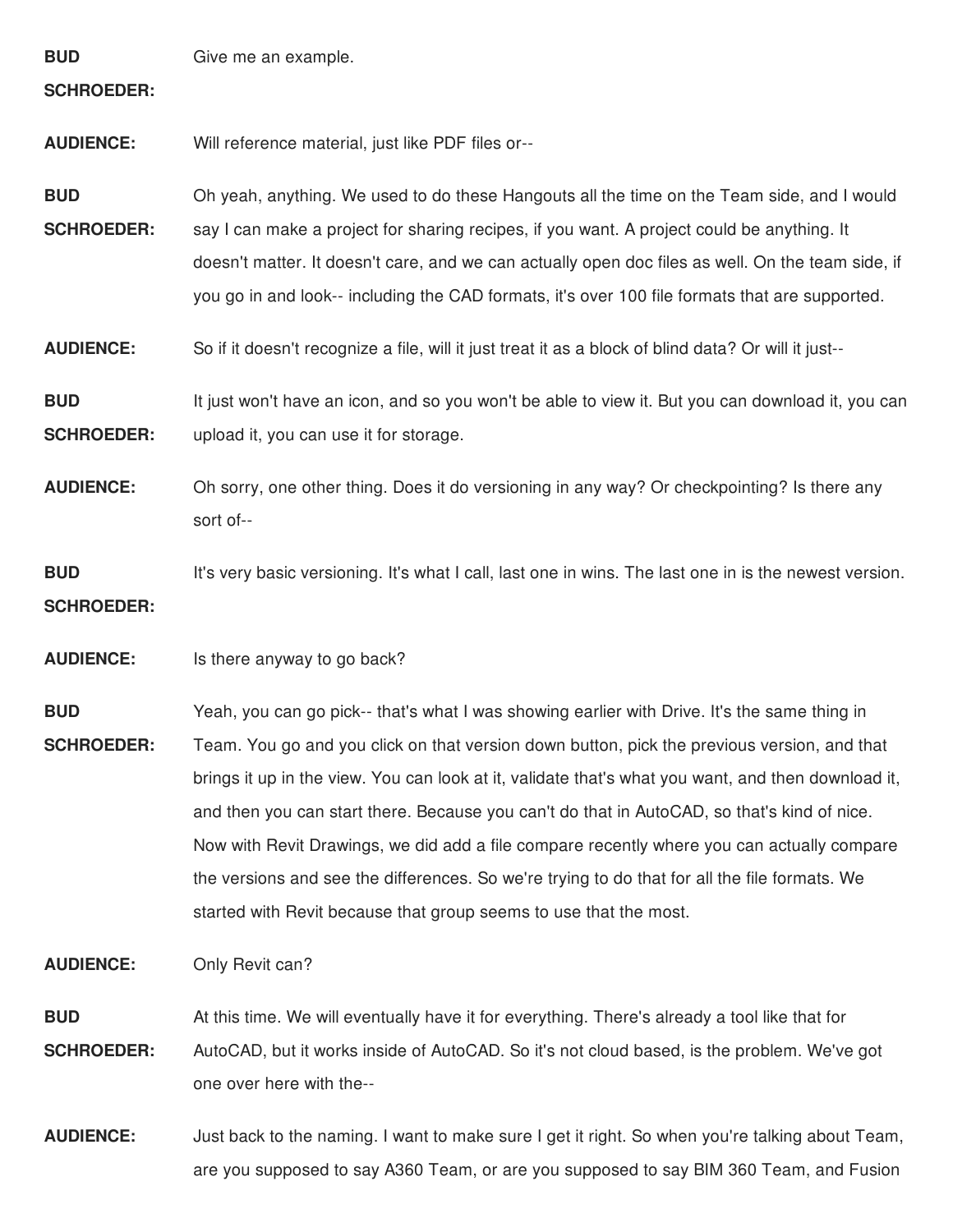**BUD SCHROEDER:** Give me an example.

**AUDIENCE:** Will reference material, just like PDF files or--

**BUD SCHROEDER:** Oh yeah, anything. We used to do these Hangouts all the time on the Team side, and I would say I can make a project for sharing recipes, if you want. A project could be anything. It doesn't matter. It doesn't care, and we can actually open doc files as well. On the team side, if you go in and look-- including the CAD formats, it's over 100 file formats that are supported.

**AUDIENCE:** So if it doesn't recognize a file, will it just treat it as a block of blind data? Or will it just--

**BUD SCHROEDER:** It just won't have an icon, and so you won't be able to view it. But you can download it, you can upload it, you can use it for storage.

**AUDIENCE:** Oh sorry, one other thing. Does it do versioning in any way? Or checkpointing? Is there any sort of--

**BUD SCHROEDER:** It's very basic versioning. It's what I call, last one in wins. The last one in is the newest version.

**AUDIENCE:** Is there anyway to go back?

**BUD SCHROEDER:** Yeah, you can go pick-- that's what I was showing earlier with Drive. It's the same thing in Team. You go and you click on that version down button, pick the previous version, and that brings it up in the view. You can look at it, validate that's what you want, and then download it, and then you can start there. Because you can't do that in AutoCAD, so that's kind of nice. Now with Revit Drawings, we did add a file compare recently where you can actually compare the versions and see the differences. So we're trying to do that for all the file formats. We started with Revit because that group seems to use that the most.

**AUDIENCE:** Only Revit can?

**BUD SCHROEDER:** At this time. We will eventually have it for everything. There's already a tool like that for AutoCAD, but it works inside of AutoCAD. So it's not cloud based, is the problem. We've got one over here with the--

**AUDIENCE:** Just back to the naming. I want to make sure I get it right. So when you're talking about Team, are you supposed to say A360 Team, or are you supposed to say BIM 360 Team, and Fusion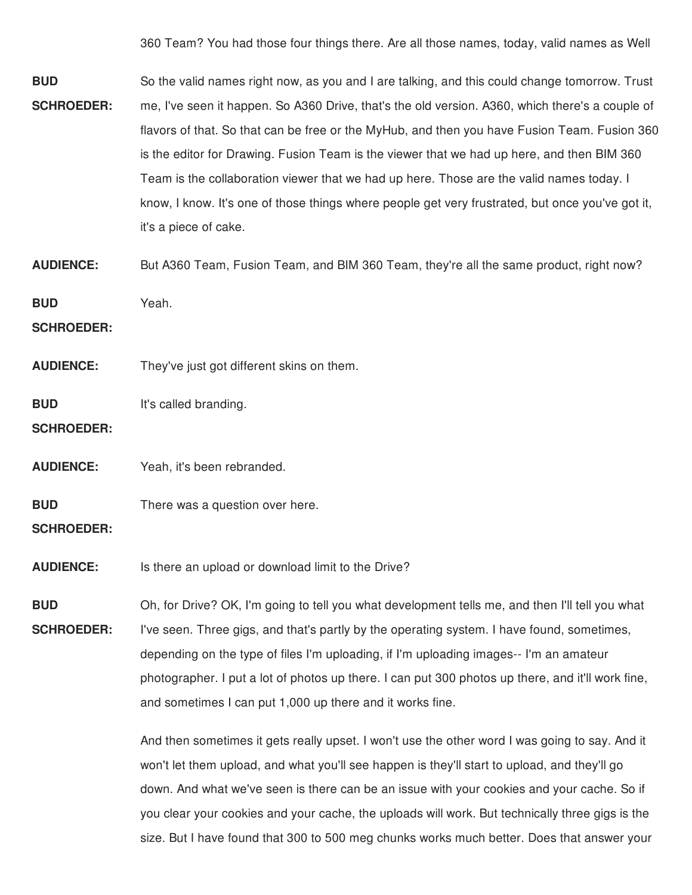360 Team? You had those four things there. Are all those names, today, valid names as Well

**BUD SCHROEDER:** So the valid names right now, as you and I are talking, and this could change tomorrow. Trust me, I've seen it happen. So A360 Drive, that's the old version. A360, which there's a couple of flavors of that. So that can be free or the MyHub, and then you have Fusion Team. Fusion 360 is the editor for Drawing. Fusion Team is the viewer that we had up here, and then BIM 360 Team is the collaboration viewer that we had up here. Those are the valid names today. I know, I know. It's one of those things where people get very frustrated, but once you've got it, it's a piece of cake.

**AUDIENCE:** But A360 Team, Fusion Team, and BIM 360 Team, they're all the same product, right now?

**BUD SCHROEDER:** Yeah.

**AUDIENCE:** They've just got different skins on them.

**BUD SCHROEDER:** It's called branding.

**AUDIENCE:** Yeah, it's been rebranded.

**BUD SCHROEDER:** There was a question over here.

**AUDIENCE:** Is there an upload or download limit to the Drive?

**BUD SCHROEDER:** Oh, for Drive? OK, I'm going to tell you what development tells me, and then I'll tell you what I've seen. Three gigs, and that's partly by the operating system. I have found, sometimes, depending on the type of files I'm uploading, if I'm uploading images-- I'm an amateur photographer. I put a lot of photos up there. I can put 300 photos up there, and it'll work fine, and sometimes I can put 1,000 up there and it works fine.

And then sometimes it gets really upset. I won't use the other word I was going to say. And it won't let them upload, and what you'll see happen is they'll start to upload, and they'll go down. And what we've seen is there can be an issue with your cookies and your cache. So if you clear your cookies and your cache, the uploads will work. But technically three gigs is the size. But I have found that 300 to 500 meg chunks works much better. Does that answer your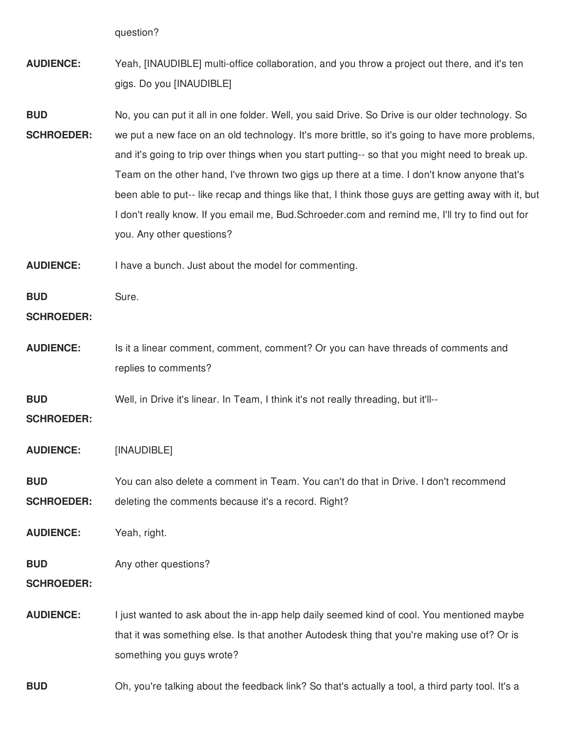question?

**AUDIENCE:** Yeah, [INAUDIBLE] multi-office collaboration, and you throw a project out there, and it's ten gigs. Do you [INAUDIBLE]

**BUD SCHROEDER:** No, you can put it all in one folder. Well, you said Drive. So Drive is our older technology. So we put a new face on an old technology. It's more brittle, so it's going to have more problems, and it's going to trip over things when you start putting-- so that you might need to break up. Team on the other hand, I've thrown two gigs up there at a time. I don't know anyone that's been able to put-- like recap and things like that, I think those guys are getting away with it, but I don't really know. If you email me, Bud.Schroeder.com and remind me, I'll try to find out for you. Any other questions?

**AUDIENCE:** I have a bunch. Just about the model for commenting.

**BUD SCHROEDER:** Sure.

**AUDIENCE:** Is it a linear comment, comment, comment? Or you can have threads of comments and replies to comments?

**BUD SCHROEDER:** Well, in Drive it's linear. In Team, I think it's not really threading, but it'll--

**AUDIENCE:** [INAUDIBLE]

**BUD SCHROEDER:** You can also delete a comment in Team. You can't do that in Drive. I don't recommend deleting the comments because it's a record. Right?

**AUDIENCE:** Yeah, right.

**BUD SCHROEDER:** Any other questions?

**AUDIENCE:** I just wanted to ask about the in-app help daily seemed kind of cool. You mentioned maybe that it was something else. Is that another Autodesk thing that you're making use of? Or is something you guys wrote?

**BUD** Oh, you're talking about the feedback link? So that's actually a tool, a third party tool. It's a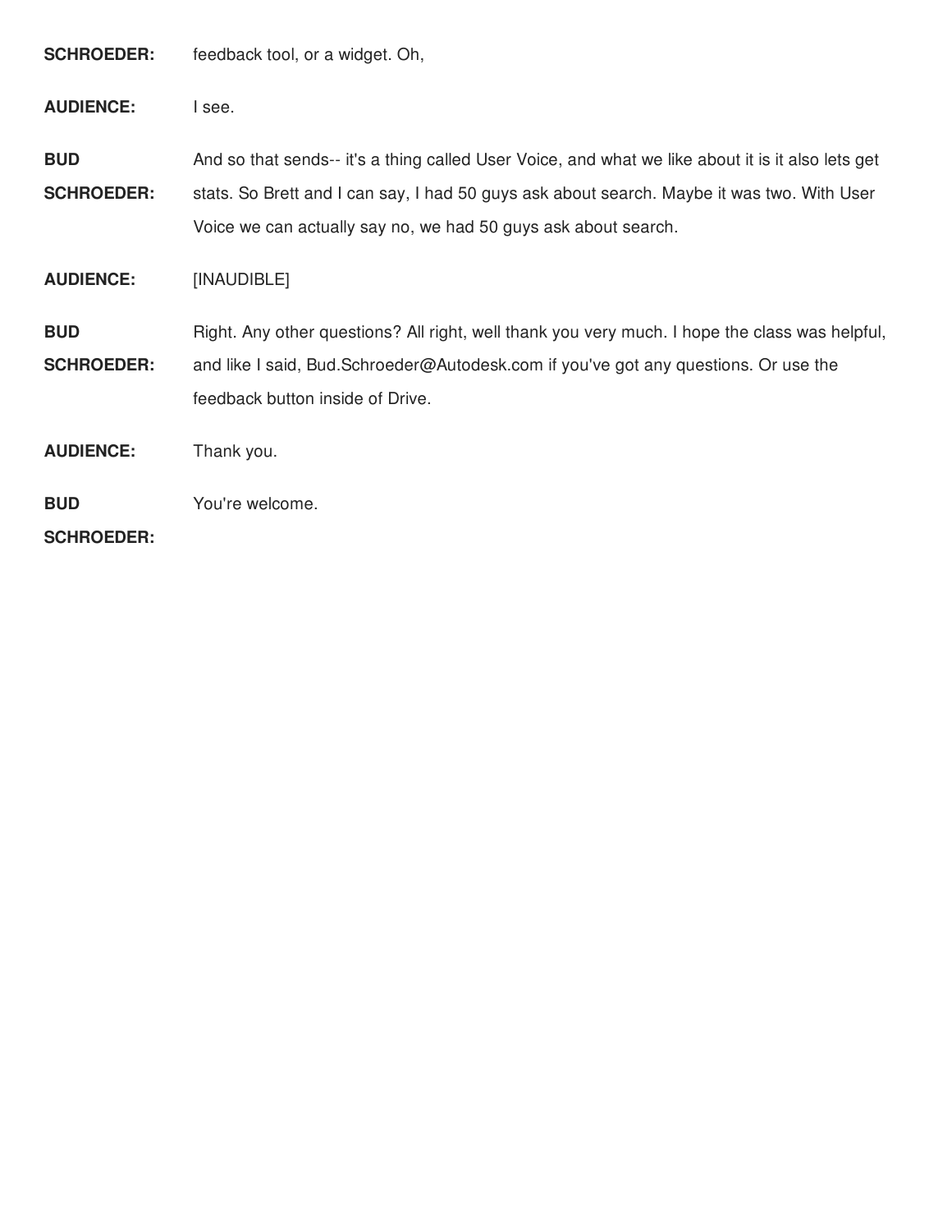**SCHROEDER:** feedback tool, or a widget. Oh,

**AUDIENCE:** I see.

**BUD SCHROEDER:** And so that sends-- it's a thing called User Voice, and what we like about it is it also lets get stats. So Brett and I can say, I had 50 guys ask about search. Maybe it was two. With User Voice we can actually say no, we had 50 guys ask about search.

**AUDIENCE:** [INAUDIBLE]

**BUD SCHROEDER:** Right. Any other questions? All right, well thank you very much. I hope the class was helpful, and like I said, Bud.Schroeder@Autodesk.com if you've got any questions. Or use the feedback button inside of Drive.

**AUDIENCE:** Thank you.

**BUD SCHROEDER:** You're welcome.